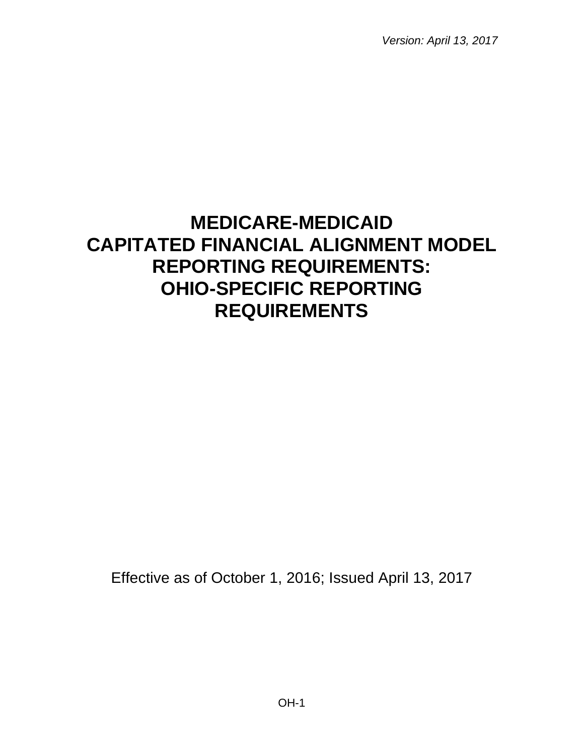*Version: April 13, 2017*

# MEDICARE-MEDICAID CAPITATED FINANCIAL ALIGNMENT MODEL REPORTING REQUIREMENTS: OHIO-SPECIFIC REPORTING REQUIREMENTS

Effective as of October 1, 2016; Issued April 13, 2017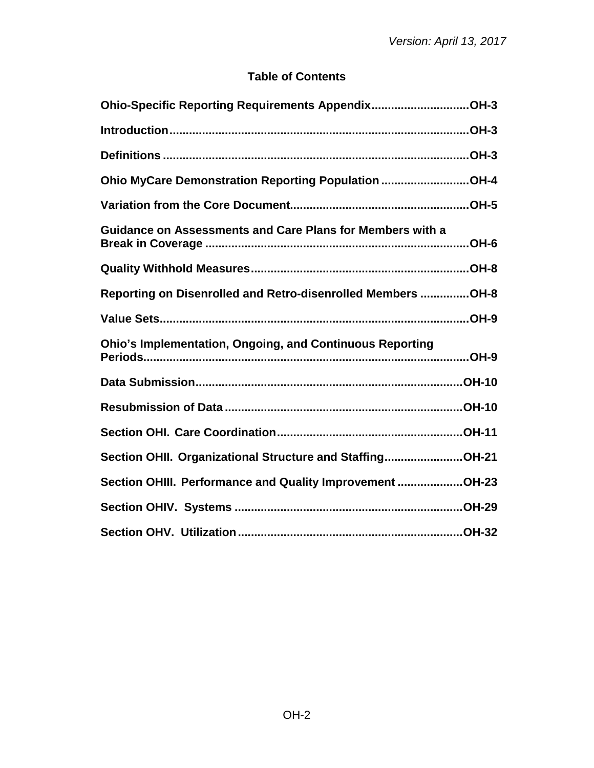*Version: April 13, 2017*

**Table of Contents**

**Ohio-Specific Reporting Requirements Appendix.............................OH-3**

**Introduction..........................................................................................OH-3**

**Definitions ............................................................................................OH-3**

**Ohio MyCare Demonstration Reporting Population ..........................OH-4**

**Variation from the Core Document......................................................OH-5**

**Guidance on Assessments and Care Plans for Members with a Break in Coverage ................................................................................OH-6**

**Quality Withhold Measures..................................................................OH-8**

**Reporting on Disenrolled and Retro-disenrolled Members ..............OH-8**

**Value Sets.............................................................................................OH-9**

**Ohio's Implementation, Ongoing, and Continuous Reporting Periods..................................................................................................OH-9**

**Data Submission................................................................................OH-10**

**Resubmission of Data ........................................................................OH-10**

**Section OHI. Care Coordination........................................................OH-11**

**Section OHII. Organizational Structure and Staffing........................OH-21**

**Section OHIII. Performance and Quality Improvement ....................OH-23**

**Section OHIV. Systems .....................................................................OH-29**

**Section OHV. Utilization....................................................................OH-32**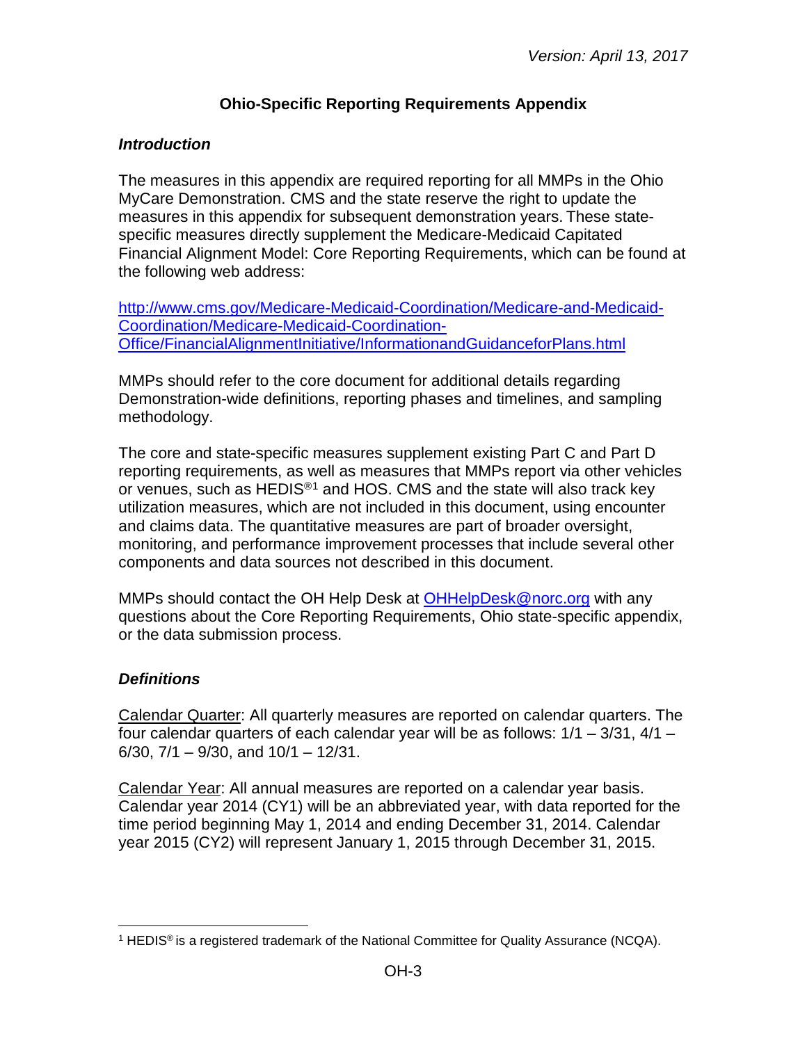# Ohio-Specific Reporting Requirements Appendix

## *Introduction*

The measures in this appendix are required reporting for all MMPs in the Ohio MyCare Demonstration. CMS and the state reserve the right to update the measures in this appendix for subsequent demonstration years. These state-specific measures directly supplement the Medicare-Medicaid Capitated Financial Alignment Model: Core Reporting Requirements, which can be found at the following web address:

[http://www.cms.gov/Medicare-Medicaid-Coordination/Medicare-and-Medicaid-Coordination/Medicare-Medicaid-Coordination-Office/FinancialAlignmentInitiative/InformationandGuidanceforPlans.html](http://www.cms.gov/Medicare-Medicaid-Coordination/Medicare-and-Medicaid-Coordination/Medicare-Medicaid-Coordination-Office/FinancialAlignmentInitiative/InformationandGuidanceforPlans.html)

MMPs should refer to the core document for additional details regarding Demonstration-wide definitions, reporting phases and timelines, and sampling methodology.

The core and state-specific measures supplement existing Part C and Part D reporting requirements, as well as measures that MMPs report via other vehicles or venues, such as HEDIS®[1] and HOS. CMS and the state will also track key utilization measures, which are not included in this document, using encounter and claims data. The quantitative measures are part of broader oversight, monitoring, and performance improvement processes that include several other components and data sources not described in this document.

MMPs should contact the OH Help Desk at [OHHelpDesk@norc.org](mailto:OHHelpDesk@norc.org) with any questions about the Core Reporting Requirements, Ohio state-specific appendix, or the data submission process.

## *Definitions*

<u>Calendar Quarter</u>: All quarterly measures are reported on calendar quarters. The four calendar quarters of each calendar year will be as follows: 1/1 – 3/31, 4/1 – 6/30, 7/1 – 9/30, and 10/1 – 12/31.

<u>Calendar Year</u>: All annual measures are reported on a calendar year basis. Calendar year 2014 (CY1) will be an abbreviated year, with data reported for the time period beginning May 1, 2014 and ending December 31, 2014. Calendar year 2015 (CY2) will represent January 1, 2015 through December 31, 2015.

---

[1] HEDIS® is a registered trademark of the National Committee for Quality Assurance (NCQA).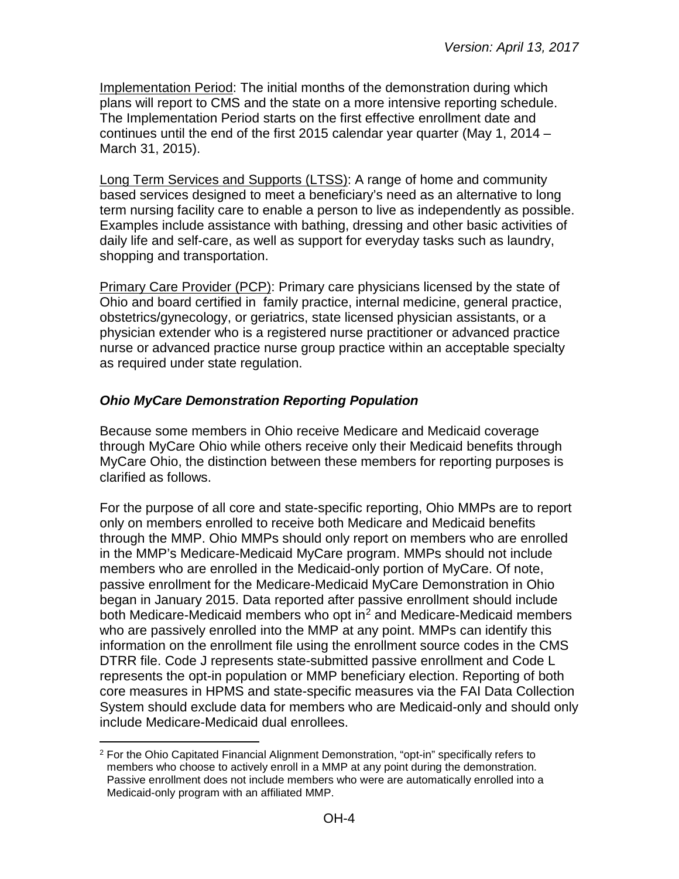Implementation Period: The initial months of the demonstration during which plans will report to CMS and the state on a more intensive reporting schedule. The Implementation Period starts on the first effective enrollment date and continues until the end of the first 2015 calendar year quarter (May 1, 2014 – March 31, 2015).

Long Term Services and Supports (LTSS): A range of home and community based services designed to meet a beneficiary's need as an alternative to long term nursing facility care to enable a person to live as independently as possible. Examples include assistance with bathing, dressing and other basic activities of daily life and self-care, as well as support for everyday tasks such as laundry, shopping and transportation.

Primary Care Provider (PCP): Primary care physicians licensed by the state of Ohio and board certified in family practice, internal medicine, general practice, obstetrics/gynecology, or geriatrics, state licensed physician assistants, or a physician extender who is a registered nurse practitioner or advanced practice nurse or advanced practice nurse group practice within an acceptable specialty as required under state regulation.

### *Ohio MyCare Demonstration Reporting Population*

Because some members in Ohio receive Medicare and Medicaid coverage through MyCare Ohio while others receive only their Medicaid benefits through MyCare Ohio, the distinction between these members for reporting purposes is clarified as follows.

For the purpose of all core and state-specific reporting, Ohio MMPs are to report only on members enrolled to receive both Medicare and Medicaid benefits through the MMP. Ohio MMPs should only report on members who are enrolled in the MMP's Medicare-Medicaid MyCare program. MMPs should not include members who are enrolled in the Medicaid-only portion of MyCare. Of note, passive enrollment for the Medicare-Medicaid MyCare Demonstration in Ohio began in January 2015. Data reported after passive enrollment should include both Medicare-Medicaid members who opt in[2] and Medicare-Medicaid members who are passively enrolled into the MMP at any point. MMPs can identify this information on the enrollment file using the enrollment source codes in the CMS DTRR file. Code J represents state-submitted passive enrollment and Code L represents the opt-in population or MMP beneficiary election. Reporting of both core measures in HPMS and state-specific measures via the FAI Data Collection System should exclude data for members who are Medicaid-only and should only include Medicare-Medicaid dual enrollees.

[2] For the Ohio Capitated Financial Alignment Demonstration, "opt-in" specifically refers to members who choose to actively enroll in a MMP at any point during the demonstration. Passive enrollment does not include members who were are automatically enrolled into a Medicaid-only program with an affiliated MMP.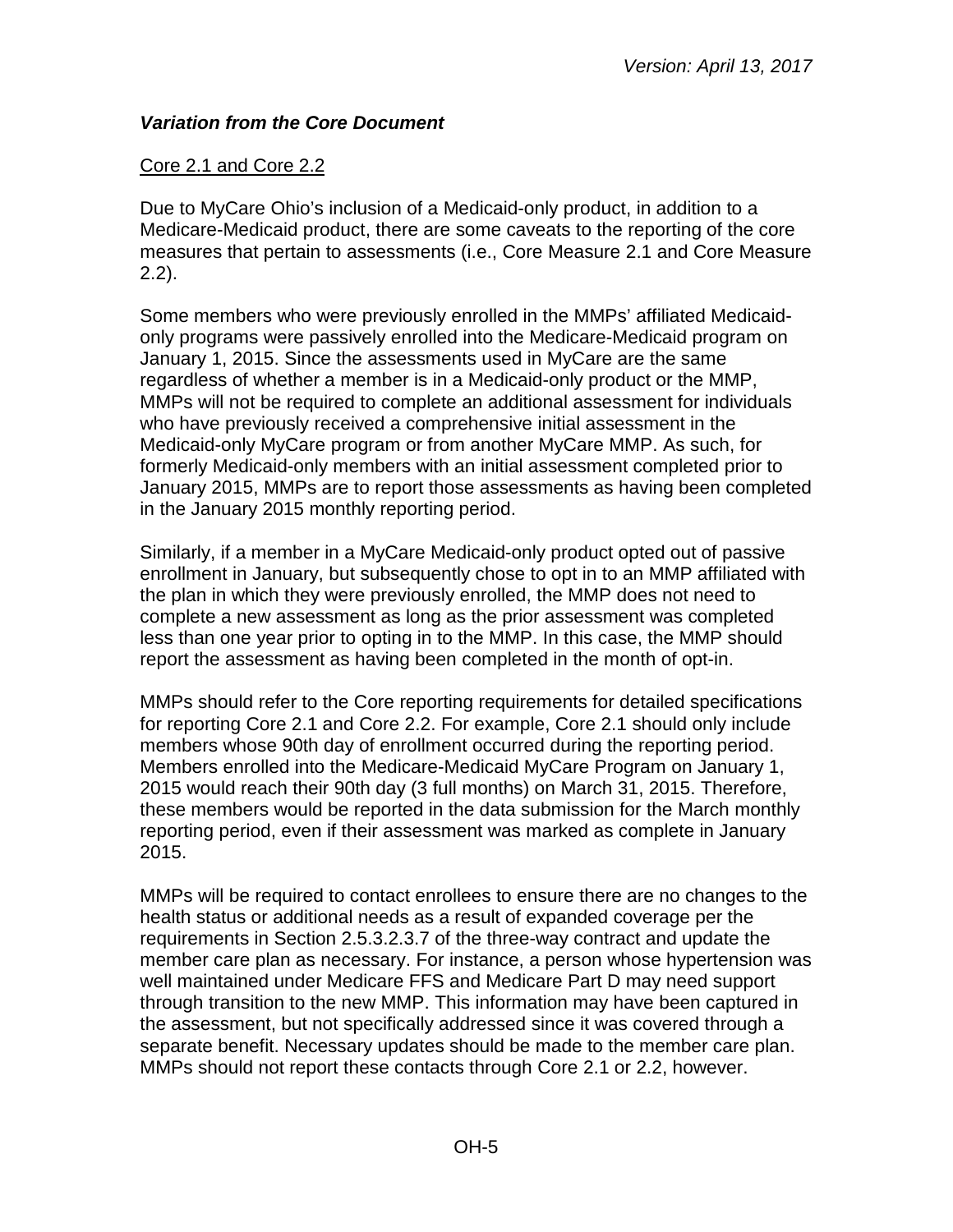### *Variation from the Core Document*

Core 2.1 and Core 2.2

Due to MyCare Ohio's inclusion of a Medicaid-only product, in addition to a Medicare-Medicaid product, there are some caveats to the reporting of the core measures that pertain to assessments (i.e., Core Measure 2.1 and Core Measure 2.2).

Some members who were previously enrolled in the MMPs' affiliated Medicaid-only programs were passively enrolled into the Medicare-Medicaid program on January 1, 2015. Since the assessments used in MyCare are the same regardless of whether a member is in a Medicaid-only product or the MMP, MMPs will not be required to complete an additional assessment for individuals who have previously received a comprehensive initial assessment in the Medicaid-only MyCare program or from another MyCare MMP. As such, for formerly Medicaid-only members with an initial assessment completed prior to January 2015, MMPs are to report those assessments as having been completed in the January 2015 monthly reporting period.

Similarly, if a member in a MyCare Medicaid-only product opted out of passive enrollment in January, but subsequently chose to opt in to an MMP affiliated with the plan in which they were previously enrolled, the MMP does not need to complete a new assessment as long as the prior assessment was completed less than one year prior to opting in to the MMP. In this case, the MMP should report the assessment as having been completed in the month of opt-in.

MMPs should refer to the Core reporting requirements for detailed specifications for reporting Core 2.1 and Core 2.2. For example, Core 2.1 should only include members whose 90th day of enrollment occurred during the reporting period. Members enrolled into the Medicare-Medicaid MyCare Program on January 1, 2015 would reach their 90th day (3 full months) on March 31, 2015. Therefore, these members would be reported in the data submission for the March monthly reporting period, even if their assessment was marked as complete in January 2015.

MMPs will be required to contact enrollees to ensure there are no changes to the health status or additional needs as a result of expanded coverage per the requirements in Section 2.5.3.2.3.7 of the three-way contract and update the member care plan as necessary. For instance, a person whose hypertension was well maintained under Medicare FFS and Medicare Part D may need support through transition to the new MMP. This information may have been captured in the assessment, but not specifically addressed since it was covered through a separate benefit. Necessary updates should be made to the member care plan. MMPs should not report these contacts through Core 2.1 or 2.2, however.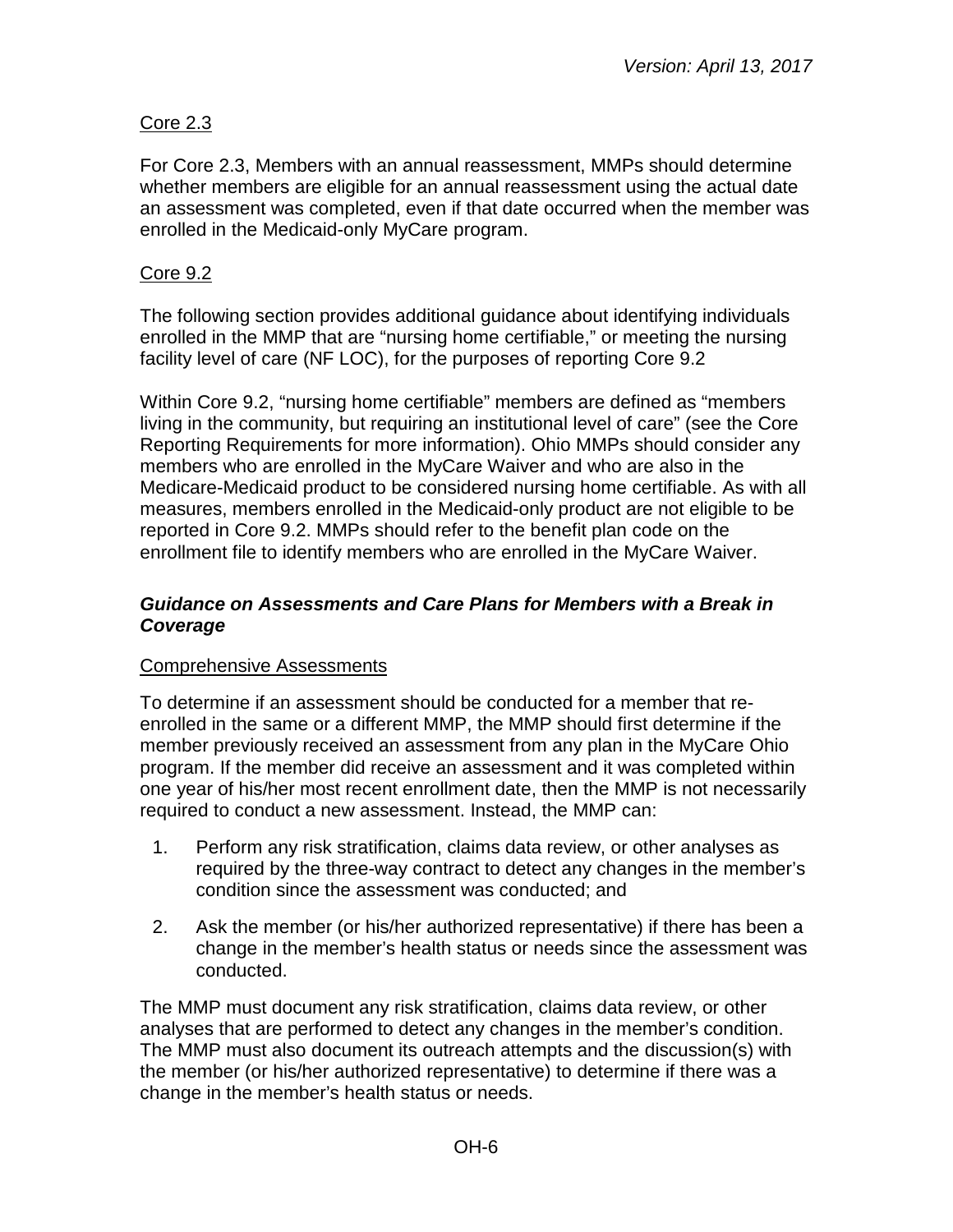Core 2.3

For Core 2.3, Members with an annual reassessment, MMPs should determine whether members are eligible for an annual reassessment using the actual date an assessment was completed, even if that date occurred when the member was enrolled in the Medicaid-only MyCare program.

Core 9.2

The following section provides additional guidance about identifying individuals enrolled in the MMP that are "nursing home certifiable," or meeting the nursing facility level of care (NF LOC), for the purposes of reporting Core 9.2

Within Core 9.2, "nursing home certifiable" members are defined as "members living in the community, but requiring an institutional level of care" (see the Core Reporting Requirements for more information). Ohio MMPs should consider any members who are enrolled in the MyCare Waiver and who are also in the Medicare-Medicaid product to be considered nursing home certifiable. As with all measures, members enrolled in the Medicaid-only product are not eligible to be reported in Core 9.2. MMPs should refer to the benefit plan code on the enrollment file to identify members who are enrolled in the MyCare Waiver.

### *Guidance on Assessments and Care Plans for Members with a Break in Coverage*

Comprehensive Assessments

To determine if an assessment should be conducted for a member that re-enrolled in the same or a different MMP, the MMP should first determine if the member previously received an assessment from any plan in the MyCare Ohio program. If the member did receive an assessment and it was completed within one year of his/her most recent enrollment date, then the MMP is not necessarily required to conduct a new assessment. Instead, the MMP can:

1. Perform any risk stratification, claims data review, or other analyses as required by the three-way contract to detect any changes in the member's condition since the assessment was conducted; and
2. Ask the member (or his/her authorized representative) if there has been a change in the member's health status or needs since the assessment was conducted.

The MMP must document any risk stratification, claims data review, or other analyses that are performed to detect any changes in the member's condition. The MMP must also document its outreach attempts and the discussion(s) with the member (or his/her authorized representative) to determine if there was a change in the member's health status or needs.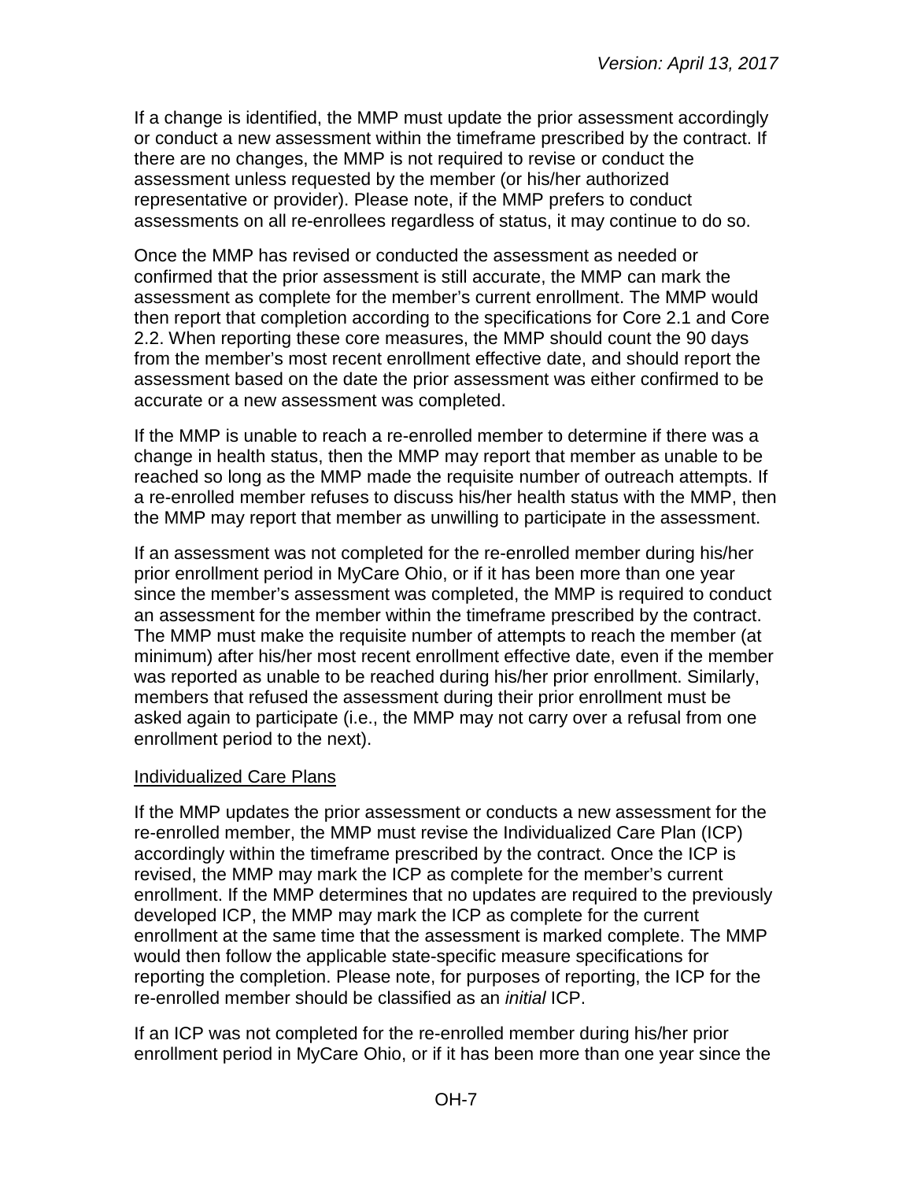If a change is identified, the MMP must update the prior assessment accordingly or conduct a new assessment within the timeframe prescribed by the contract. If there are no changes, the MMP is not required to revise or conduct the assessment unless requested by the member (or his/her authorized representative or provider). Please note, if the MMP prefers to conduct assessments on all re-enrollees regardless of status, it may continue to do so.

Once the MMP has revised or conducted the assessment as needed or confirmed that the prior assessment is still accurate, the MMP can mark the assessment as complete for the member's current enrollment. The MMP would then report that completion according to the specifications for Core 2.1 and Core 2.2. When reporting these core measures, the MMP should count the 90 days from the member's most recent enrollment effective date, and should report the assessment based on the date the prior assessment was either confirmed to be accurate or a new assessment was completed.

If the MMP is unable to reach a re-enrolled member to determine if there was a change in health status, then the MMP may report that member as unable to be reached so long as the MMP made the requisite number of outreach attempts. If a re-enrolled member refuses to discuss his/her health status with the MMP, then the MMP may report that member as unwilling to participate in the assessment.

If an assessment was not completed for the re-enrolled member during his/her prior enrollment period in MyCare Ohio, or if it has been more than one year since the member's assessment was completed, the MMP is required to conduct an assessment for the member within the timeframe prescribed by the contract. The MMP must make the requisite number of attempts to reach the member (at minimum) after his/her most recent enrollment effective date, even if the member was reported as unable to be reached during his/her prior enrollment. Similarly, members that refused the assessment during their prior enrollment must be asked again to participate (i.e., the MMP may not carry over a refusal from one enrollment period to the next).

Individualized Care Plans

If the MMP updates the prior assessment or conducts a new assessment for the re-enrolled member, the MMP must revise the Individualized Care Plan (ICP) accordingly within the timeframe prescribed by the contract. Once the ICP is revised, the MMP may mark the ICP as complete for the member's current enrollment. If the MMP determines that no updates are required to the previously developed ICP, the MMP may mark the ICP as complete for the current enrollment at the same time that the assessment is marked complete. The MMP would then follow the applicable state-specific measure specifications for reporting the completion. Please note, for purposes of reporting, the ICP for the re-enrolled member should be classified as an *initial* ICP.

If an ICP was not completed for the re-enrolled member during his/her prior enrollment period in MyCare Ohio, or if it has been more than one year since the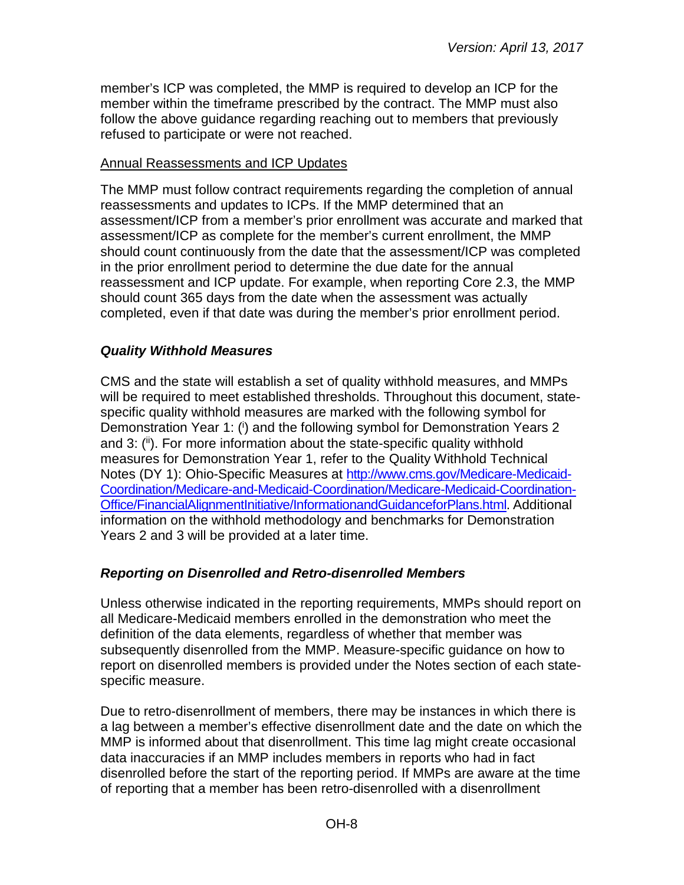member's ICP was completed, the MMP is required to develop an ICP for the member within the timeframe prescribed by the contract. The MMP must also follow the above guidance regarding reaching out to members that previously refused to participate or were not reached.

Annual Reassessments and ICP Updates

The MMP must follow contract requirements regarding the completion of annual reassessments and updates to ICPs. If the MMP determined that an assessment/ICP from a member's prior enrollment was accurate and marked that assessment/ICP as complete for the member's current enrollment, the MMP should count continuously from the date that the assessment/ICP was completed in the prior enrollment period to determine the due date for the annual reassessment and ICP update. For example, when reporting Core 2.3, the MMP should count 365 days from the date when the assessment was actually completed, even if that date was during the member's prior enrollment period.

### *Quality Withhold Measures*

CMS and the state will establish a set of quality withhold measures, and MMPs will be required to meet established thresholds. Throughout this document, state-specific quality withhold measures are marked with the following symbol for Demonstration Year 1: ([i]) and the following symbol for Demonstration Years 2 and 3: ([ii]). For more information about the state-specific quality withhold measures for Demonstration Year 1, refer to the Quality Withhold Technical Notes (DY 1): Ohio-Specific Measures at http://www.cms.gov/Medicare-Medicaid-Coordination/Medicare-and-Medicaid-Coordination/Medicare-Medicaid-Coordination-Office/FinancialAlignmentInitiative/InformationandGuidanceforPlans.html. Additional information on the withhold methodology and benchmarks for Demonstration Years 2 and 3 will be provided at a later time.

### *Reporting on Disenrolled and Retro-disenrolled Members*

Unless otherwise indicated in the reporting requirements, MMPs should report on all Medicare-Medicaid members enrolled in the demonstration who meet the definition of the data elements, regardless of whether that member was subsequently disenrolled from the MMP. Measure-specific guidance on how to report on disenrolled members is provided under the Notes section of each state-specific measure.

Due to retro-disenrollment of members, there may be instances in which there is a lag between a member's effective disenrollment date and the date on which the MMP is informed about that disenrollment. This time lag might create occasional data inaccuracies if an MMP includes members in reports who had in fact disenrolled before the start of the reporting period. If MMPs are aware at the time of reporting that a member has been retro-disenrolled with a disenrollment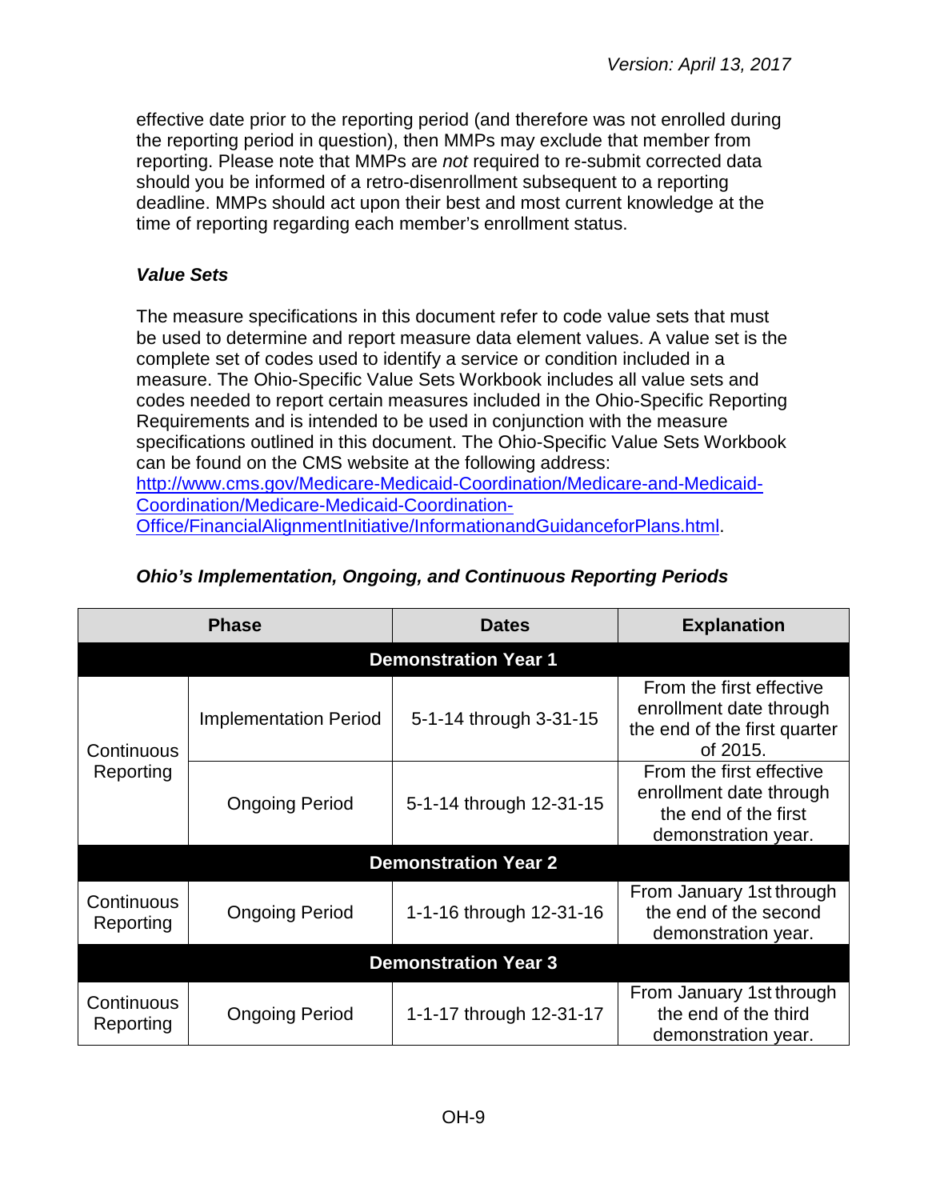effective date prior to the reporting period (and therefore was not enrolled during the reporting period in question), then MMPs may exclude that member from reporting. Please note that MMPs are *not* required to re-submit corrected data should you be informed of a retro-disenrollment subsequent to a reporting deadline. MMPs should act upon their best and most current knowledge at the time of reporting regarding each member's enrollment status.

### *Value Sets*

The measure specifications in this document refer to code value sets that must be used to determine and report measure data element values. A value set is the complete set of codes used to identify a service or condition included in a measure. The Ohio-Specific Value Sets Workbook includes all value sets and codes needed to report certain measures included in the Ohio-Specific Reporting Requirements and is intended to be used in conjunction with the measure specifications outlined in this document. The Ohio-Specific Value Sets Workbook can be found on the CMS website at the following address: [http://www.cms.gov/Medicare-Medicaid-Coordination/Medicare-and-Medicaid-Coordination/Medicare-Medicaid-Coordination-Office/FinancialAlignmentInitiative/InformationandGuidanceforPlans.html](http://www.cms.gov/Medicare-Medicaid-Coordination/Medicare-and-Medicaid-Coordination/Medicare-Medicaid-Coordination-Office/FinancialAlignmentInitiative/InformationandGuidanceforPlans.html).

### *Ohio's Implementation, Ongoing, and Continuous Reporting Periods*

| Phase | | Dates | Explanation |
|---|---|---|---|
| **Demonstration Year 1** | | | |
| Continuous Reporting | Implementation Period | 5-1-14 through 3-31-15 | From the first effective enrollment date through the end of the first quarter of 2015. |
| Continuous Reporting | Ongoing Period | 5-1-14 through 12-31-15 | From the first effective enrollment date through the end of the first demonstration year. |
| **Demonstration Year 2** | | | |
| Continuous Reporting | Ongoing Period | 1-1-16 through 12-31-16 | From January 1st through the end of the second demonstration year. |
| **Demonstration Year 3** | | | |
| Continuous Reporting | Ongoing Period | 1-1-17 through 12-31-17 | From January 1st through the end of the third demonstration year. |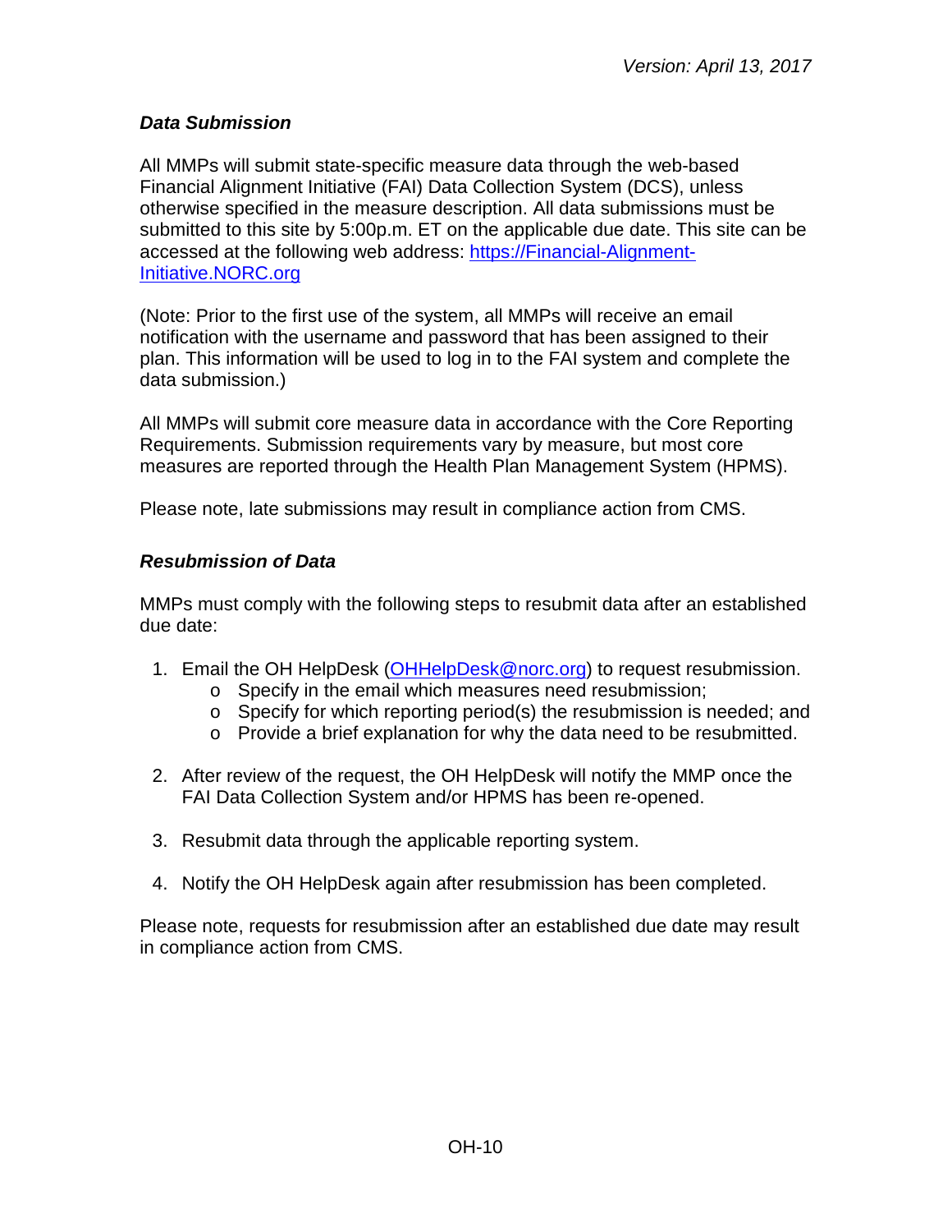### *Data Submission*

All MMPs will submit state-specific measure data through the web-based Financial Alignment Initiative (FAI) Data Collection System (DCS), unless otherwise specified in the measure description. All data submissions must be submitted to this site by 5:00p.m. ET on the applicable due date. This site can be accessed at the following web address: [https://Financial-Alignment-Initiative.NORC.org](https://Financial-Alignment-Initiative.NORC.org)

(Note: Prior to the first use of the system, all MMPs will receive an email notification with the username and password that has been assigned to their plan. This information will be used to log in to the FAI system and complete the data submission.)

All MMPs will submit core measure data in accordance with the Core Reporting Requirements. Submission requirements vary by measure, but most core measures are reported through the Health Plan Management System (HPMS).

Please note, late submissions may result in compliance action from CMS.

### *Resubmission of Data*

MMPs must comply with the following steps to resubmit data after an established due date:

1. Email the OH HelpDesk ([OHHelpDesk@norc.org](mailto:OHHelpDesk@norc.org)) to request resubmission.
   - Specify in the email which measures need resubmission;
   - Specify for which reporting period(s) the resubmission is needed; and
   - Provide a brief explanation for why the data need to be resubmitted.

2. After review of the request, the OH HelpDesk will notify the MMP once the FAI Data Collection System and/or HPMS has been re-opened.

3. Resubmit data through the applicable reporting system.

4. Notify the OH HelpDesk again after resubmission has been completed.

Please note, requests for resubmission after an established due date may result in compliance action from CMS.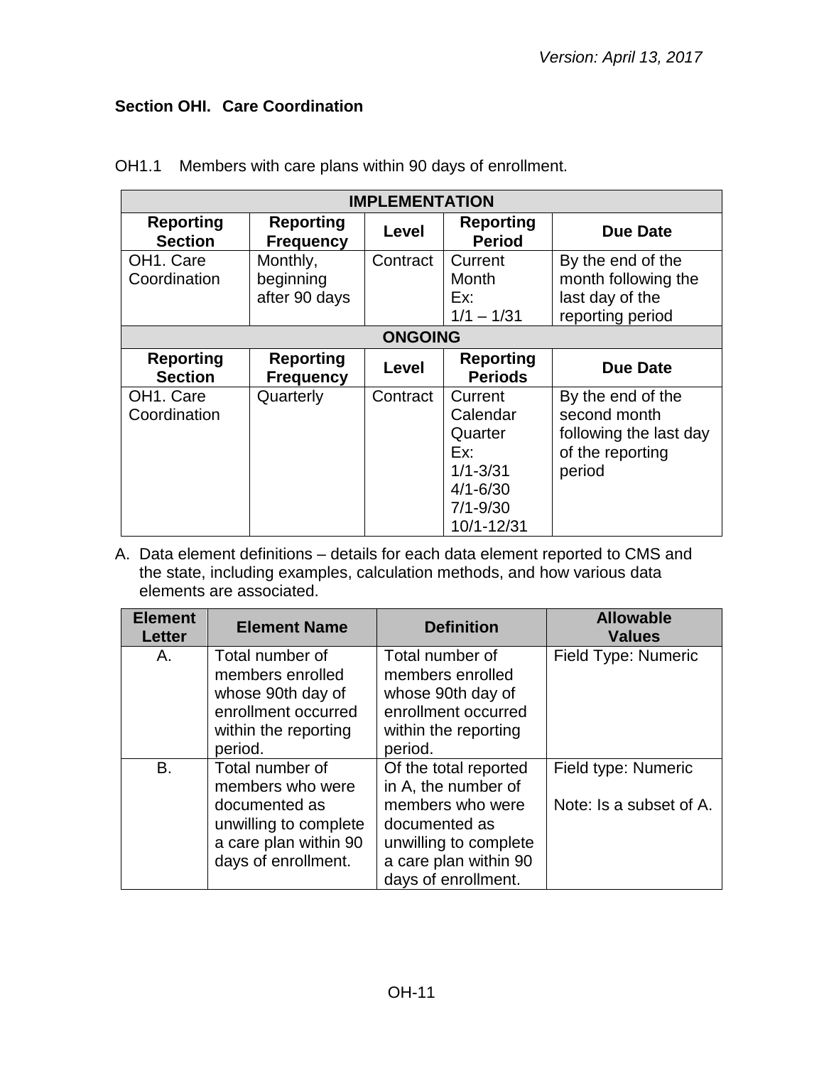## Section OHI. Care Coordination

OH1.1 Members with care plans within 90 days of enrollment.

| IMPLEMENTATION | | | | |
|---|---|---|---|---|
| **Reporting Section** | **Reporting Frequency** | **Level** | **Reporting Period** | **Due Date** |
| OH1. Care Coordination | Monthly, beginning after 90 days | Contract | Current Month Ex: 1/1 – 1/31 | By the end of the month following the last day of the reporting period |
| **ONGOING** | | | | |
| **Reporting Section** | **Reporting Frequency** | **Level** | **Reporting Periods** | **Due Date** |
| OH1. Care Coordination | Quarterly | Contract | Current Calendar Quarter Ex: 1/1-3/31 4/1-6/30 7/1-9/30 10/1-12/31 | By the end of the second month following the last day of the reporting period |

A. Data element definitions – details for each data element reported to CMS and the state, including examples, calculation methods, and how various data elements are associated.

| Element Letter | Element Name | Definition | Allowable Values |
|---|---|---|---|
| A. | Total number of members enrolled whose 90th day of enrollment occurred within the reporting period. | Total number of members enrolled whose 90th day of enrollment occurred within the reporting period. | Field Type: Numeric |
| B. | Total number of members who were documented as unwilling to complete a care plan within 90 days of enrollment. | Of the total reported in A, the number of members who were documented as unwilling to complete a care plan within 90 days of enrollment. | Field type: Numeric<br><br>Note: Is a subset of A. |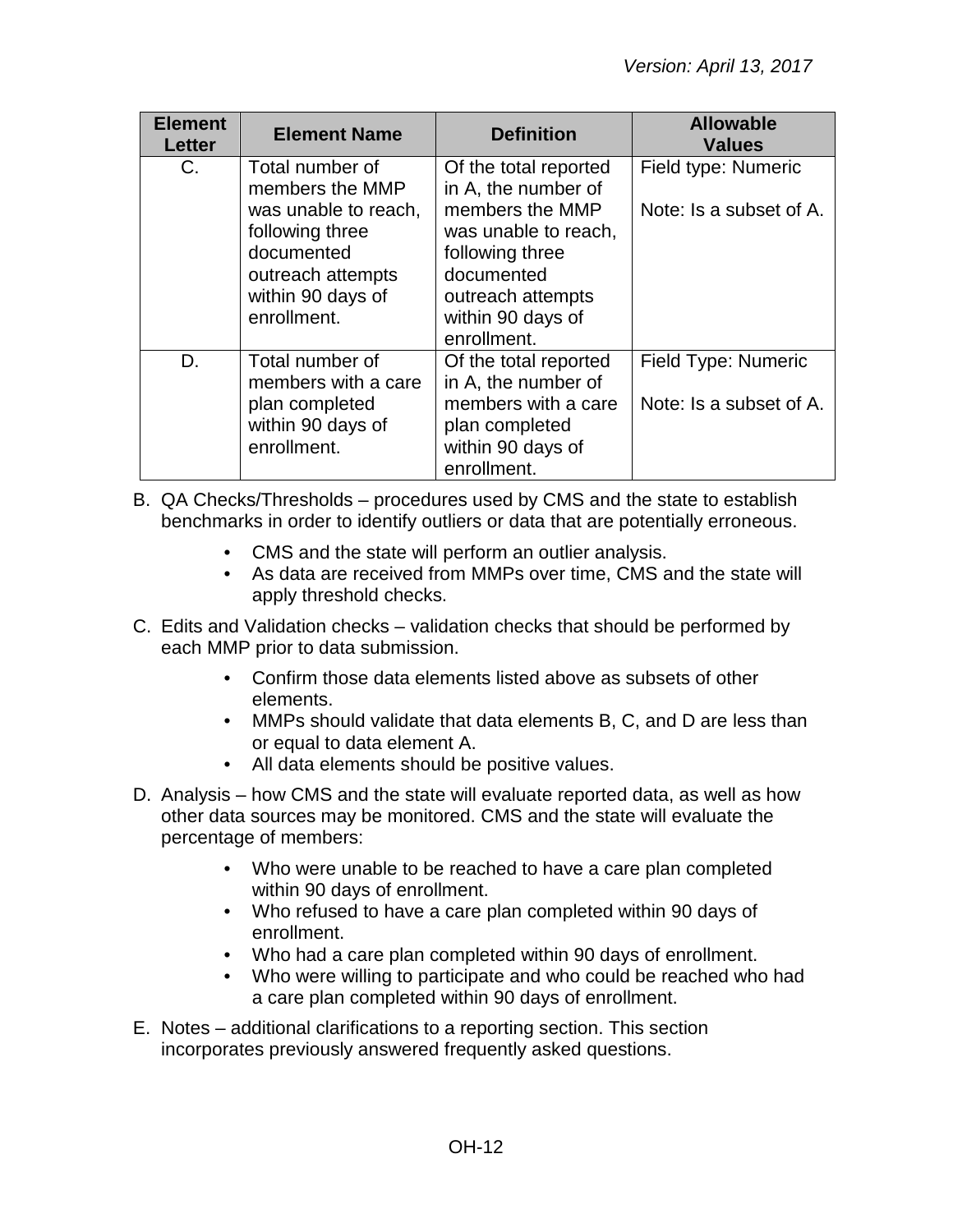| Element Letter | Element Name | Definition | Allowable Values |
|---|---|---|---|
| C. | Total number of members the MMP was unable to reach, following three documented outreach attempts within 90 days of enrollment. | Of the total reported in A, the number of members the MMP was unable to reach, following three documented outreach attempts within 90 days of enrollment. | Field type: Numeric<br><br>Note: Is a subset of A. |
| D. | Total number of members with a care plan completed within 90 days of enrollment. | Of the total reported in A, the number of members with a care plan completed within 90 days of enrollment. | Field Type: Numeric<br><br>Note: Is a subset of A. |

B. QA Checks/Thresholds – procedures used by CMS and the state to establish benchmarks in order to identify outliers or data that are potentially erroneous.

- CMS and the state will perform an outlier analysis.
- As data are received from MMPs over time, CMS and the state will apply threshold checks.

C. Edits and Validation checks – validation checks that should be performed by each MMP prior to data submission.

- Confirm those data elements listed above as subsets of other elements.
- MMPs should validate that data elements B, C, and D are less than or equal to data element A.
- All data elements should be positive values.

D. Analysis – how CMS and the state will evaluate reported data, as well as how other data sources may be monitored. CMS and the state will evaluate the percentage of members:

- Who were unable to be reached to have a care plan completed within 90 days of enrollment.
- Who refused to have a care plan completed within 90 days of enrollment.
- Who had a care plan completed within 90 days of enrollment.
- Who were willing to participate and who could be reached who had a care plan completed within 90 days of enrollment.

E. Notes – additional clarifications to a reporting section. This section incorporates previously answered frequently asked questions.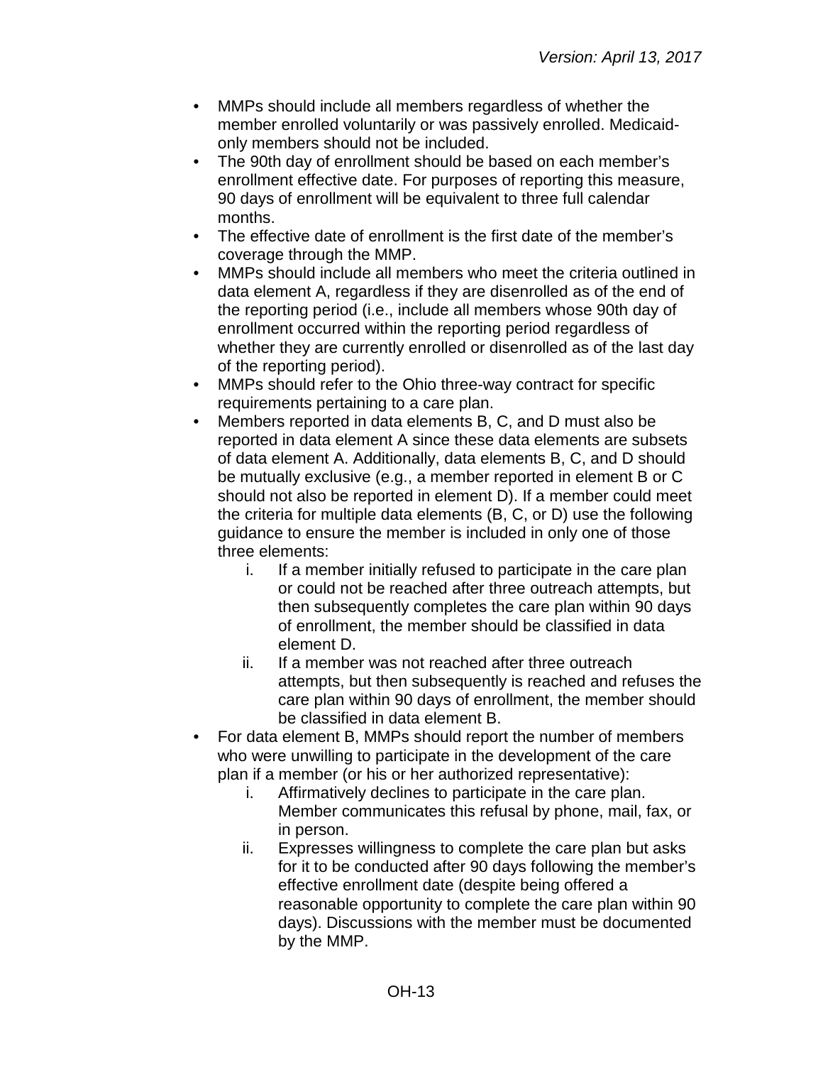- MMPs should include all members regardless of whether the member enrolled voluntarily or was passively enrolled. Medicaid-only members should not be included.
- The 90th day of enrollment should be based on each member's enrollment effective date. For purposes of reporting this measure, 90 days of enrollment will be equivalent to three full calendar months.
- The effective date of enrollment is the first date of the member's coverage through the MMP.
- MMPs should include all members who meet the criteria outlined in data element A, regardless if they are disenrolled as of the end of the reporting period (i.e., include all members whose 90th day of enrollment occurred within the reporting period regardless of whether they are currently enrolled or disenrolled as of the last day of the reporting period).
- MMPs should refer to the Ohio three-way contract for specific requirements pertaining to a care plan.
- Members reported in data elements B, C, and D must also be reported in data element A since these data elements are subsets of data element A. Additionally, data elements B, C, and D should be mutually exclusive (e.g., a member reported in element B or C should not also be reported in element D). If a member could meet the criteria for multiple data elements (B, C, or D) use the following guidance to ensure the member is included in only one of those three elements:
    i. If a member initially refused to participate in the care plan or could not be reached after three outreach attempts, but then subsequently completes the care plan within 90 days of enrollment, the member should be classified in data element D.
    ii. If a member was not reached after three outreach attempts, but then subsequently is reached and refuses the care plan within 90 days of enrollment, the member should be classified in data element B.
- For data element B, MMPs should report the number of members who were unwilling to participate in the development of the care plan if a member (or his or her authorized representative):
    i. Affirmatively declines to participate in the care plan. Member communicates this refusal by phone, mail, fax, or in person.
    ii. Expresses willingness to complete the care plan but asks for it to be conducted after 90 days following the member's effective enrollment date (despite being offered a reasonable opportunity to complete the care plan within 90 days). Discussions with the member must be documented by the MMP.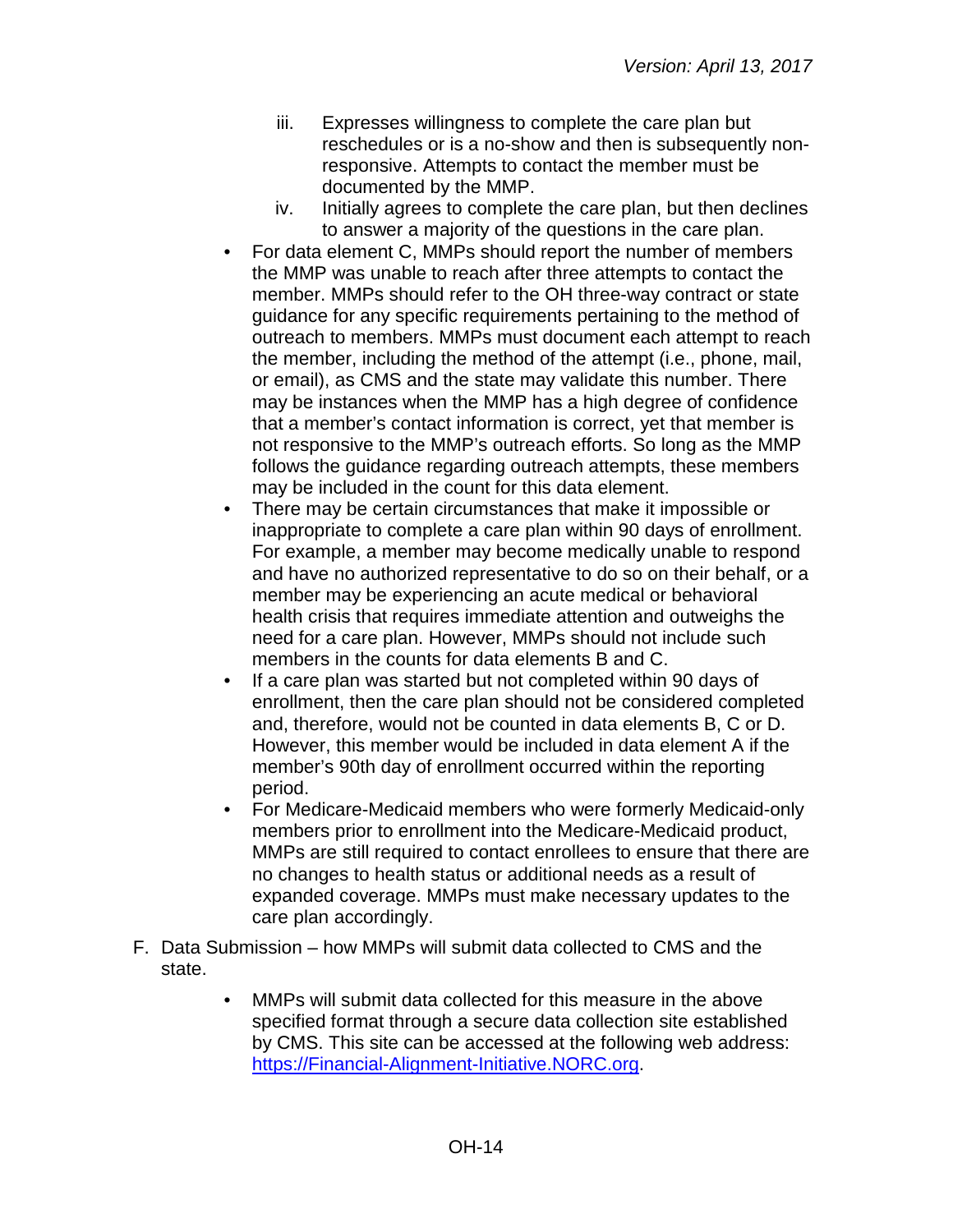iii. Expresses willingness to complete the care plan but reschedules or is a no-show and then is subsequently non-responsive. Attempts to contact the member must be documented by the MMP.
   iv. Initially agrees to complete the care plan, but then declines to answer a majority of the questions in the care plan.

- For data element C, MMPs should report the number of members the MMP was unable to reach after three attempts to contact the member. MMPs should refer to the OH three-way contract or state guidance for any specific requirements pertaining to the method of outreach to members. MMPs must document each attempt to reach the member, including the method of the attempt (i.e., phone, mail, or email), as CMS and the state may validate this number. There may be instances when the MMP has a high degree of confidence that a member's contact information is correct, yet that member is not responsive to the MMP's outreach efforts. So long as the MMP follows the guidance regarding outreach attempts, these members may be included in the count for this data element.
- There may be certain circumstances that make it impossible or inappropriate to complete a care plan within 90 days of enrollment. For example, a member may become medically unable to respond and have no authorized representative to do so on their behalf, or a member may be experiencing an acute medical or behavioral health crisis that requires immediate attention and outweighs the need for a care plan. However, MMPs should not include such members in the counts for data elements B and C.
- If a care plan was started but not completed within 90 days of enrollment, then the care plan should not be considered completed and, therefore, would not be counted in data elements B, C or D. However, this member would be included in data element A if the member's 90th day of enrollment occurred within the reporting period.
- For Medicare-Medicaid members who were formerly Medicaid-only members prior to enrollment into the Medicare-Medicaid product, MMPs are still required to contact enrollees to ensure that there are no changes to health status or additional needs as a result of expanded coverage. MMPs must make necessary updates to the care plan accordingly.

F. Data Submission – how MMPs will submit data collected to CMS and the state.

- MMPs will submit data collected for this measure in the above specified format through a secure data collection site established by CMS. This site can be accessed at the following web address: [https://Financial-Alignment-Initiative.NORC.org](https://Financial-Alignment-Initiative.NORC.org).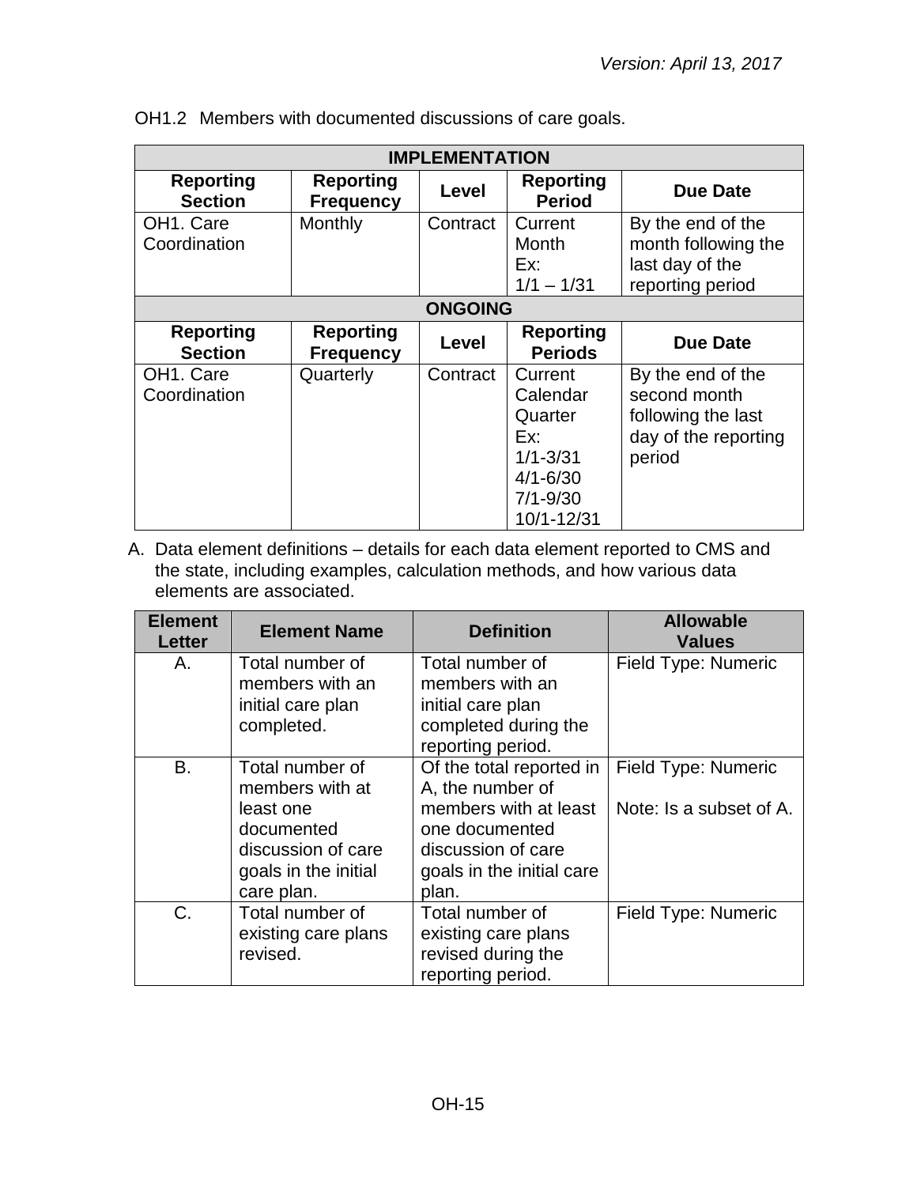OH1.2 Members with documented discussions of care goals.

| IMPLEMENTATION | | | | |
|---|---|---|---|---|
| **Reporting Section** | **Reporting Frequency** | **Level** | **Reporting Period** | **Due Date** |
| OH1. Care Coordination | Monthly | Contract | Current Month Ex: 1/1 – 1/31 | By the end of the month following the last day of the reporting period |
| **ONGOING** | | | | |
| **Reporting Section** | **Reporting Frequency** | **Level** | **Reporting Periods** | **Due Date** |
| OH1. Care Coordination | Quarterly | Contract | Current Calendar Quarter Ex: 1/1-3/31 4/1-6/30 7/1-9/30 10/1-12/31 | By the end of the second month following the last day of the reporting period |

A. Data element definitions – details for each data element reported to CMS and the state, including examples, calculation methods, and how various data elements are associated.

| Element Letter | Element Name | Definition | Allowable Values |
|---|---|---|---|
| A. | Total number of members with an initial care plan completed. | Total number of members with an initial care plan completed during the reporting period. | Field Type: Numeric |
| B. | Total number of members with at least one documented discussion of care goals in the initial care plan. | Of the total reported in A, the number of members with at least one documented discussion of care goals in the initial care plan. | Field Type: Numeric<br><br>Note: Is a subset of A. |
| C. | Total number of existing care plans revised. | Total number of existing care plans revised during the reporting period. | Field Type: Numeric |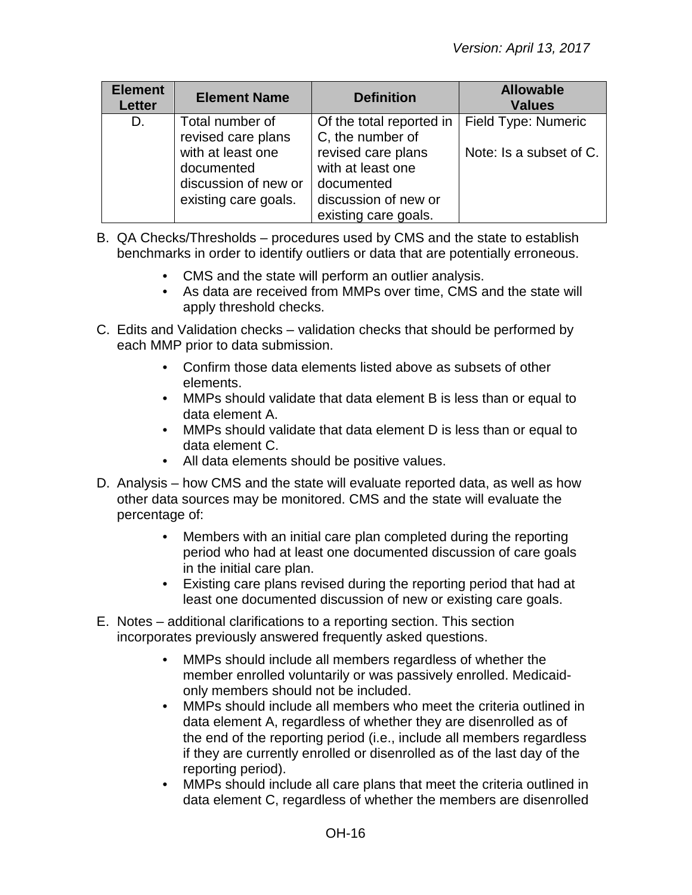| Element Letter | Element Name | Definition | Allowable Values |
|---|---|---|---|
| D. | Total number of revised care plans with at least one documented discussion of new or existing care goals. | Of the total reported in C, the number of revised care plans with at least one documented discussion of new or existing care goals. | Field Type: Numeric<br><br>Note: Is a subset of C. |

B. QA Checks/Thresholds – procedures used by CMS and the state to establish benchmarks in order to identify outliers or data that are potentially erroneous.

- CMS and the state will perform an outlier analysis.
- As data are received from MMPs over time, CMS and the state will apply threshold checks.

C. Edits and Validation checks – validation checks that should be performed by each MMP prior to data submission.

- Confirm those data elements listed above as subsets of other elements.
- MMPs should validate that data element B is less than or equal to data element A.
- MMPs should validate that data element D is less than or equal to data element C.
- All data elements should be positive values.

D. Analysis – how CMS and the state will evaluate reported data, as well as how other data sources may be monitored. CMS and the state will evaluate the percentage of:

- Members with an initial care plan completed during the reporting period who had at least one documented discussion of care goals in the initial care plan.
- Existing care plans revised during the reporting period that had at least one documented discussion of new or existing care goals.

E. Notes – additional clarifications to a reporting section. This section incorporates previously answered frequently asked questions.

- MMPs should include all members regardless of whether the member enrolled voluntarily or was passively enrolled. Medicaid-only members should not be included.
- MMPs should include all members who meet the criteria outlined in data element A, regardless of whether they are disenrolled as of the end of the reporting period (i.e., include all members regardless if they are currently enrolled or disenrolled as of the last day of the reporting period).
- MMPs should include all care plans that meet the criteria outlined in data element C, regardless of whether the members are disenrolled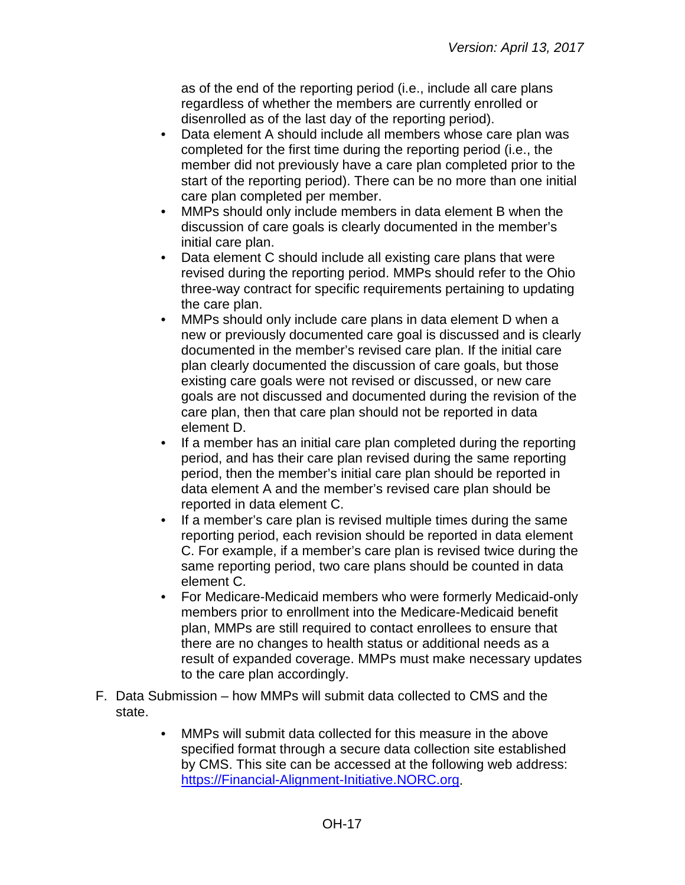as of the end of the reporting period (i.e., include all care plans regardless of whether the members are currently enrolled or disenrolled as of the last day of the reporting period).

- Data element A should include all members whose care plan was completed for the first time during the reporting period (i.e., the member did not previously have a care plan completed prior to the start of the reporting period). There can be no more than one initial care plan completed per member.
- MMPs should only include members in data element B when the discussion of care goals is clearly documented in the member's initial care plan.
- Data element C should include all existing care plans that were revised during the reporting period. MMPs should refer to the Ohio three-way contract for specific requirements pertaining to updating the care plan.
- MMPs should only include care plans in data element D when a new or previously documented care goal is discussed and is clearly documented in the member's revised care plan. If the initial care plan clearly documented the discussion of care goals, but those existing care goals were not revised or discussed, or new care goals are not discussed and documented during the revision of the care plan, then that care plan should not be reported in data element D.
- If a member has an initial care plan completed during the reporting period, and has their care plan revised during the same reporting period, then the member's initial care plan should be reported in data element A and the member's revised care plan should be reported in data element C.
- If a member's care plan is revised multiple times during the same reporting period, each revision should be reported in data element C. For example, if a member's care plan is revised twice during the same reporting period, two care plans should be counted in data element C.
- For Medicare-Medicaid members who were formerly Medicaid-only members prior to enrollment into the Medicare-Medicaid benefit plan, MMPs are still required to contact enrollees to ensure that there are no changes to health status or additional needs as a result of expanded coverage. MMPs must make necessary updates to the care plan accordingly.

F. Data Submission – how MMPs will submit data collected to CMS and the state.

- MMPs will submit data collected for this measure in the above specified format through a secure data collection site established by CMS. This site can be accessed at the following web address: https://Financial-Alignment-Initiative.NORC.org.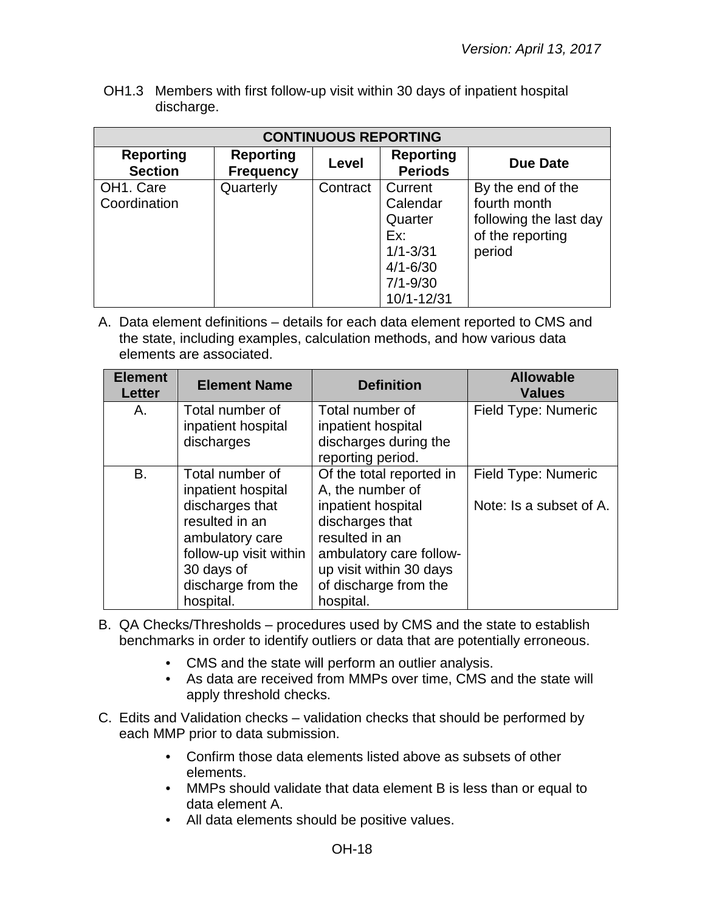OH1.3 Members with first follow-up visit within 30 days of inpatient hospital discharge.

| CONTINUOUS REPORTING | | | | |
|---|---|---|---|---|
| **Reporting Section** | **Reporting Frequency** | **Level** | **Reporting Periods** | **Due Date** |
| OH1. Care Coordination | Quarterly | Contract | Current Calendar Quarter Ex: 1/1-3/31 4/1-6/30 7/1-9/30 10/1-12/31 | By the end of the fourth month following the last day of the reporting period |

A. Data element definitions – details for each data element reported to CMS and the state, including examples, calculation methods, and how various data elements are associated.

| Element Letter | Element Name | Definition | Allowable Values |
|---|---|---|---|
| A. | Total number of inpatient hospital discharges | Total number of inpatient hospital discharges during the reporting period. | Field Type: Numeric |
| B. | Total number of inpatient hospital discharges that resulted in an ambulatory care follow-up visit within 30 days of discharge from the hospital. | Of the total reported in A, the number of inpatient hospital discharges that resulted in an ambulatory care follow-up visit within 30 days of discharge from the hospital. | Field Type: Numeric<br><br>Note: Is a subset of A. |

B. QA Checks/Thresholds – procedures used by CMS and the state to establish benchmarks in order to identify outliers or data that are potentially erroneous.

- CMS and the state will perform an outlier analysis.
- As data are received from MMPs over time, CMS and the state will apply threshold checks.

C. Edits and Validation checks – validation checks that should be performed by each MMP prior to data submission.

- Confirm those data elements listed above as subsets of other elements.
- MMPs should validate that data element B is less than or equal to data element A.
- All data elements should be positive values.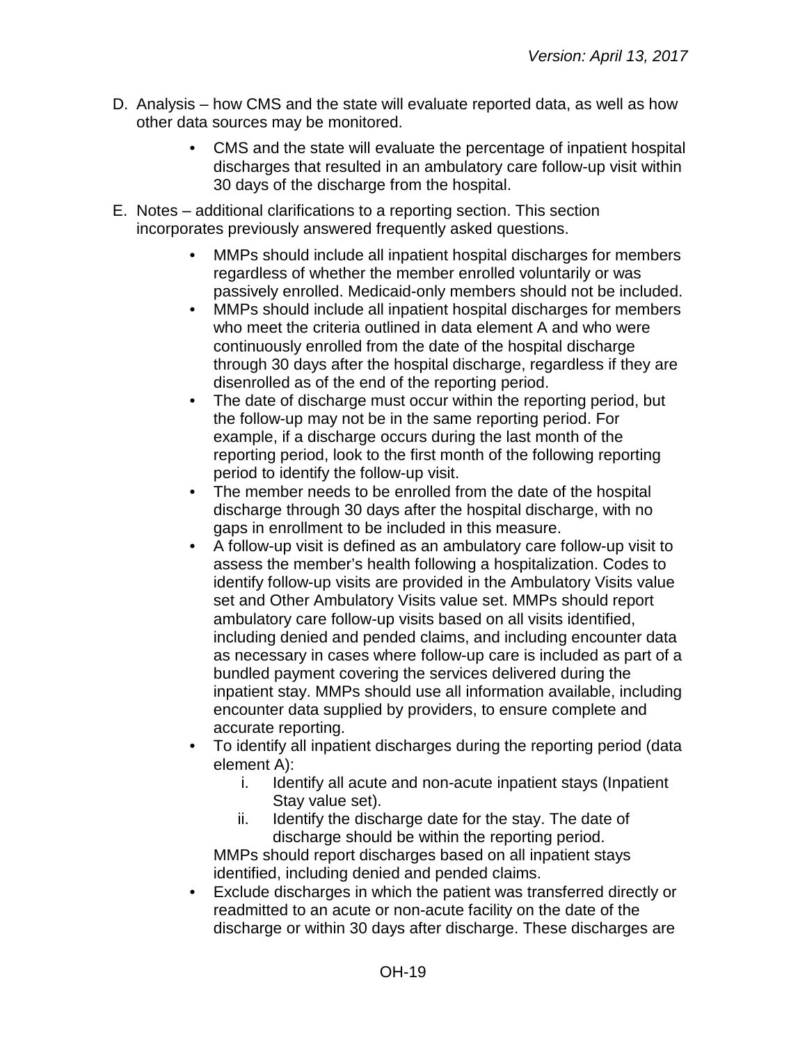D. Analysis – how CMS and the state will evaluate reported data, as well as how other data sources may be monitored.

    - CMS and the state will evaluate the percentage of inpatient hospital discharges that resulted in an ambulatory care follow-up visit within 30 days of the discharge from the hospital.

E. Notes – additional clarifications to a reporting section. This section incorporates previously answered frequently asked questions.

    - MMPs should include all inpatient hospital discharges for members regardless of whether the member enrolled voluntarily or was passively enrolled. Medicaid-only members should not be included.
    - MMPs should include all inpatient hospital discharges for members who meet the criteria outlined in data element A and who were continuously enrolled from the date of the hospital discharge through 30 days after the hospital discharge, regardless if they are disenrolled as of the end of the reporting period.
    - The date of discharge must occur within the reporting period, but the follow-up may not be in the same reporting period. For example, if a discharge occurs during the last month of the reporting period, look to the first month of the following reporting period to identify the follow-up visit.
    - The member needs to be enrolled from the date of the hospital discharge through 30 days after the hospital discharge, with no gaps in enrollment to be included in this measure.
    - A follow-up visit is defined as an ambulatory care follow-up visit to assess the member's health following a hospitalization. Codes to identify follow-up visits are provided in the Ambulatory Visits value set and Other Ambulatory Visits value set. MMPs should report ambulatory care follow-up visits based on all visits identified, including denied and pended claims, and including encounter data as necessary in cases where follow-up care is included as part of a bundled payment covering the services delivered during the inpatient stay. MMPs should use all information available, including encounter data supplied by providers, to ensure complete and accurate reporting.
    - To identify all inpatient discharges during the reporting period (data element A):
        i. Identify all acute and non-acute inpatient stays (Inpatient Stay value set).
        ii. Identify the discharge date for the stay. The date of discharge should be within the reporting period.

      MMPs should report discharges based on all inpatient stays identified, including denied and pended claims.
    - Exclude discharges in which the patient was transferred directly or readmitted to an acute or non-acute facility on the date of the discharge or within 30 days after discharge. These discharges are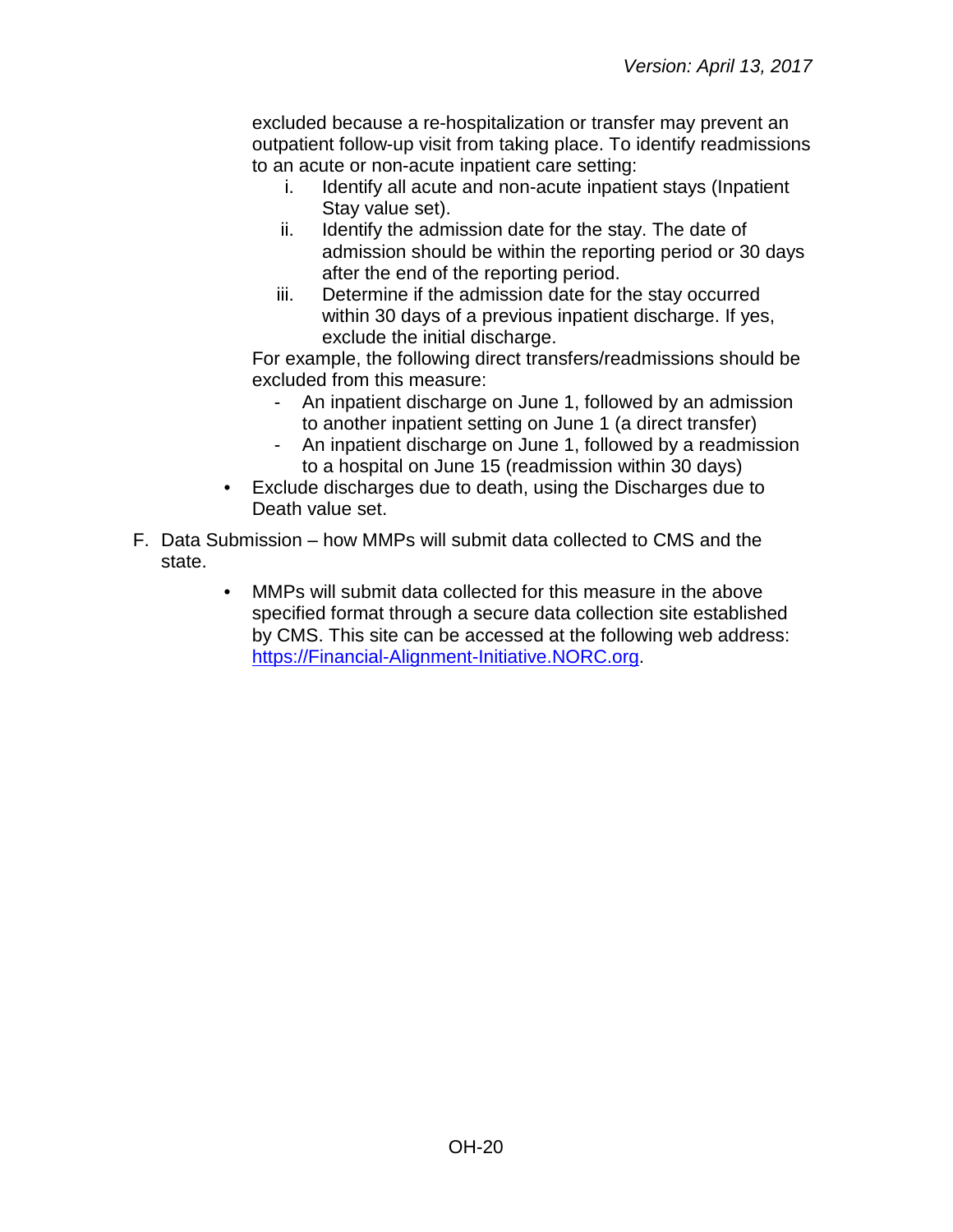excluded because a re-hospitalization or transfer may prevent an outpatient follow-up visit from taking place. To identify readmissions to an acute or non-acute inpatient care setting:

  i. Identify all acute and non-acute inpatient stays (Inpatient Stay value set).
  ii. Identify the admission date for the stay. The date of admission should be within the reporting period or 30 days after the end of the reporting period.
  iii. Determine if the admission date for the stay occurred within 30 days of a previous inpatient discharge. If yes, exclude the initial discharge.

For example, the following direct transfers/readmissions should be excluded from this measure:

  - An inpatient discharge on June 1, followed by an admission to another inpatient setting on June 1 (a direct transfer)
  - An inpatient discharge on June 1, followed by a readmission to a hospital on June 15 (readmission within 30 days)

- Exclude discharges due to death, using the Discharges due to Death value set.

F. Data Submission – how MMPs will submit data collected to CMS and the state.

- MMPs will submit data collected for this measure in the above specified format through a secure data collection site established by CMS. This site can be accessed at the following web address: [https://Financial-Alignment-Initiative.NORC.org](https://Financial-Alignment-Initiative.NORC.org).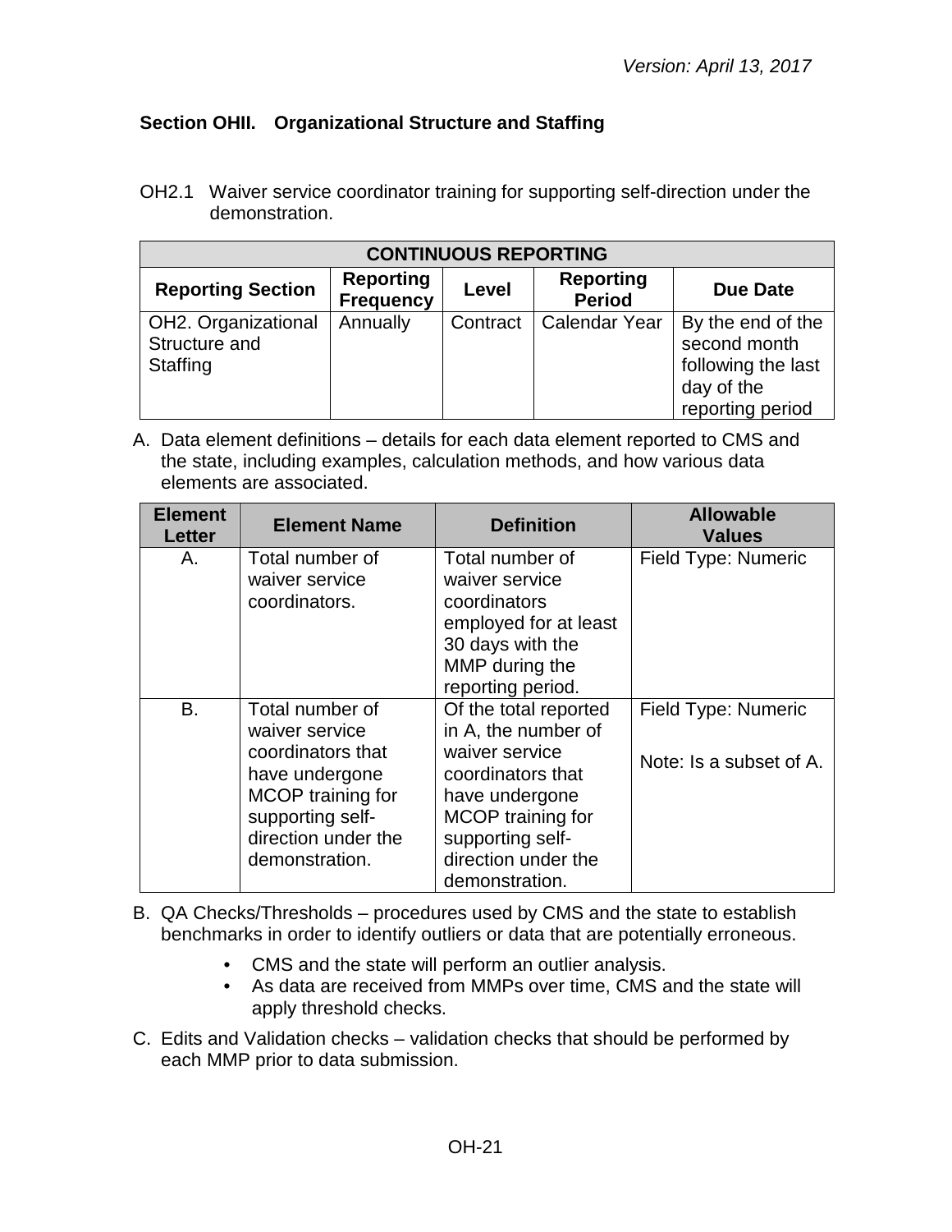### Section OHII. Organizational Structure and Staffing

OH2.1 Waiver service coordinator training for supporting self-direction under the demonstration.

| CONTINUOUS REPORTING | | | | |
|---|---|---|---|---|
| **Reporting Section** | **Reporting Frequency** | **Level** | **Reporting Period** | **Due Date** |
| OH2. Organizational Structure and Staffing | Annually | Contract | Calendar Year | By the end of the second month following the last day of the reporting period |

A. Data element definitions – details for each data element reported to CMS and the state, including examples, calculation methods, and how various data elements are associated.

| Element Letter | Element Name | Definition | Allowable Values |
|---|---|---|---|
| A. | Total number of waiver service coordinators. | Total number of waiver service coordinators employed for at least 30 days with the MMP during the reporting period. | Field Type: Numeric |
| B. | Total number of waiver service coordinators that have undergone MCOP training for supporting self-direction under the demonstration. | Of the total reported in A, the number of waiver service coordinators that have undergone MCOP training for supporting self-direction under the demonstration. | Field Type: Numeric<br><br>Note: Is a subset of A. |

B. QA Checks/Thresholds – procedures used by CMS and the state to establish benchmarks in order to identify outliers or data that are potentially erroneous.

- CMS and the state will perform an outlier analysis.
- As data are received from MMPs over time, CMS and the state will apply threshold checks.

C. Edits and Validation checks – validation checks that should be performed by each MMP prior to data submission.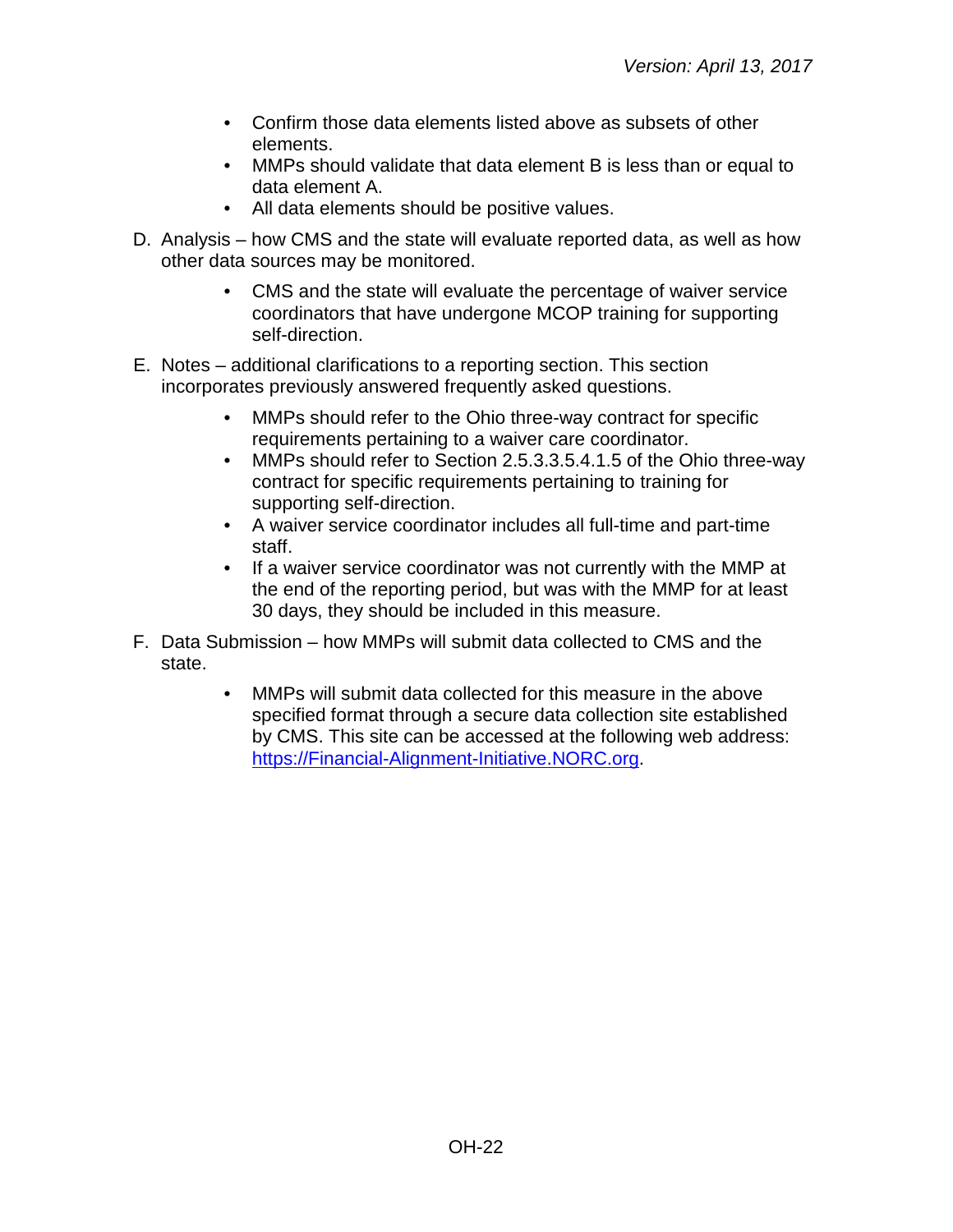- Confirm those data elements listed above as subsets of other elements.
- MMPs should validate that data element B is less than or equal to data element A.
- All data elements should be positive values.

D. Analysis – how CMS and the state will evaluate reported data, as well as how other data sources may be monitored.

- CMS and the state will evaluate the percentage of waiver service coordinators that have undergone MCOP training for supporting self-direction.

E. Notes – additional clarifications to a reporting section. This section incorporates previously answered frequently asked questions.

- MMPs should refer to the Ohio three-way contract for specific requirements pertaining to a waiver care coordinator.
- MMPs should refer to Section 2.5.3.3.5.4.1.5 of the Ohio three-way contract for specific requirements pertaining to training for supporting self-direction.
- A waiver service coordinator includes all full-time and part-time staff.
- If a waiver service coordinator was not currently with the MMP at the end of the reporting period, but was with the MMP for at least 30 days, they should be included in this measure.

F. Data Submission – how MMPs will submit data collected to CMS and the state.

- MMPs will submit data collected for this measure in the above specified format through a secure data collection site established by CMS. This site can be accessed at the following web address: [https://Financial-Alignment-Initiative.NORC.org](https://Financial-Alignment-Initiative.NORC.org).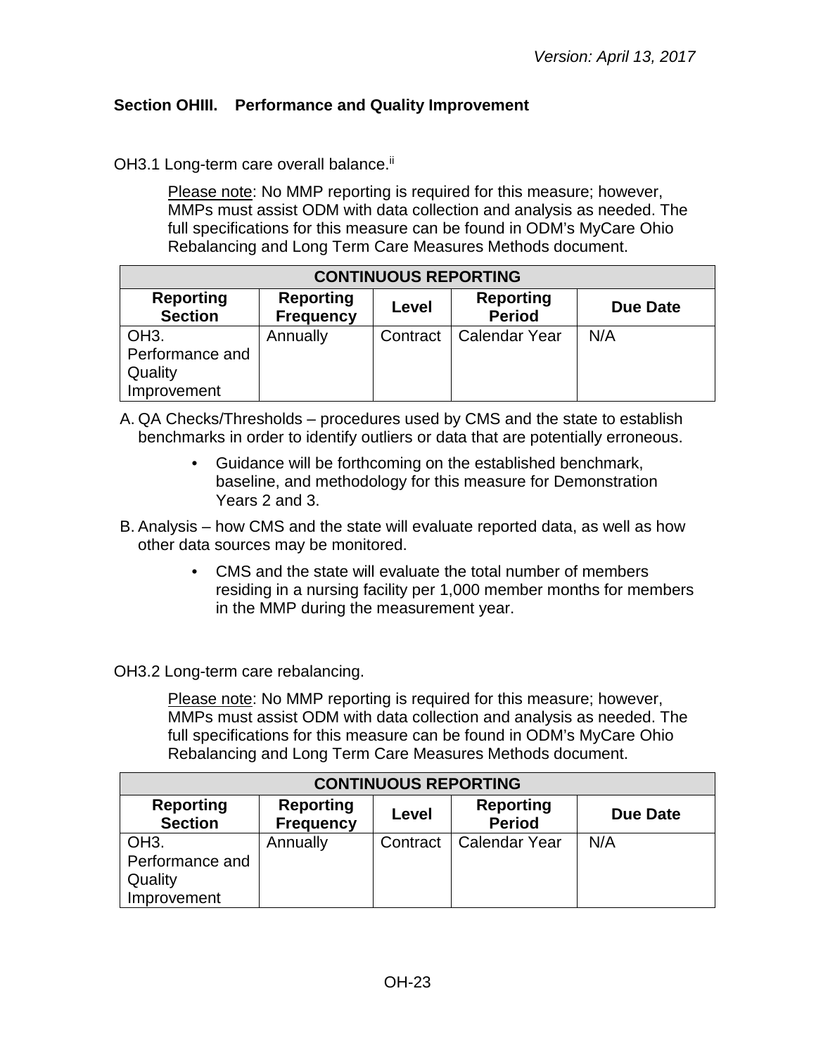## Section OHIII. Performance and Quality Improvement

OH3.1 Long-term care overall balance.[ii]

> Please note: No MMP reporting is required for this measure; however, MMPs must assist ODM with data collection and analysis as needed. The full specifications for this measure can be found in ODM's MyCare Ohio Rebalancing and Long Term Care Measures Methods document.

| CONTINUOUS REPORTING | | | | |
|---|---|---|---|---|
| **Reporting Section** | **Reporting Frequency** | **Level** | **Reporting Period** | **Due Date** |
| OH3. Performance and Quality Improvement | Annually | Contract | Calendar Year | N/A |

A. QA Checks/Thresholds – procedures used by CMS and the state to establish benchmarks in order to identify outliers or data that are potentially erroneous.
   - Guidance will be forthcoming on the established benchmark, baseline, and methodology for this measure for Demonstration Years 2 and 3.

B. Analysis – how CMS and the state will evaluate reported data, as well as how other data sources may be monitored.
   - CMS and the state will evaluate the total number of members residing in a nursing facility per 1,000 member months for members in the MMP during the measurement year.

OH3.2 Long-term care rebalancing.

> Please note: No MMP reporting is required for this measure; however, MMPs must assist ODM with data collection and analysis as needed. The full specifications for this measure can be found in ODM's MyCare Ohio Rebalancing and Long Term Care Measures Methods document.

| CONTINUOUS REPORTING | | | | |
|---|---|---|---|---|
| **Reporting Section** | **Reporting Frequency** | **Level** | **Reporting Period** | **Due Date** |
| OH3. Performance and Quality Improvement | Annually | Contract | Calendar Year | N/A |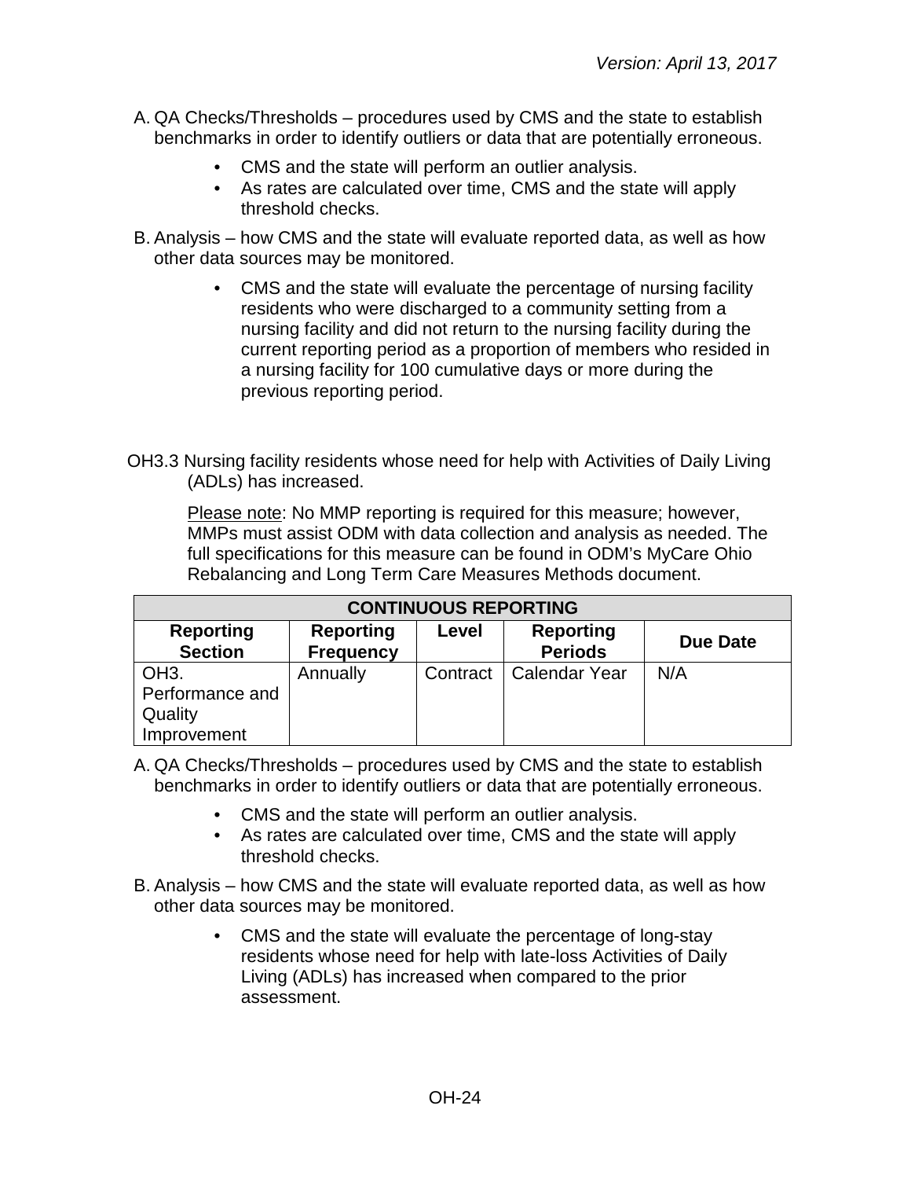A. QA Checks/Thresholds – procedures used by CMS and the state to establish benchmarks in order to identify outliers or data that are potentially erroneous.

- CMS and the state will perform an outlier analysis.
- As rates are calculated over time, CMS and the state will apply threshold checks.

B. Analysis – how CMS and the state will evaluate reported data, as well as how other data sources may be monitored.

- CMS and the state will evaluate the percentage of nursing facility residents who were discharged to a community setting from a nursing facility and did not return to the nursing facility during the current reporting period as a proportion of members who resided in a nursing facility for 100 cumulative days or more during the previous reporting period.

OH3.3 Nursing facility residents whose need for help with Activities of Daily Living (ADLs) has increased.

Please note: No MMP reporting is required for this measure; however, MMPs must assist ODM with data collection and analysis as needed. The full specifications for this measure can be found in ODM's MyCare Ohio Rebalancing and Long Term Care Measures Methods document.

| CONTINUOUS REPORTING | | | | |
|---|---|---|---|---|
| **Reporting Section** | **Reporting Frequency** | **Level** | **Reporting Periods** | **Due Date** |
| OH3. Performance and Quality Improvement | Annually | Contract | Calendar Year | N/A |

A. QA Checks/Thresholds – procedures used by CMS and the state to establish benchmarks in order to identify outliers or data that are potentially erroneous.

- CMS and the state will perform an outlier analysis.
- As rates are calculated over time, CMS and the state will apply threshold checks.

B. Analysis – how CMS and the state will evaluate reported data, as well as how other data sources may be monitored.

- CMS and the state will evaluate the percentage of long-stay residents whose need for help with late-loss Activities of Daily Living (ADLs) has increased when compared to the prior assessment.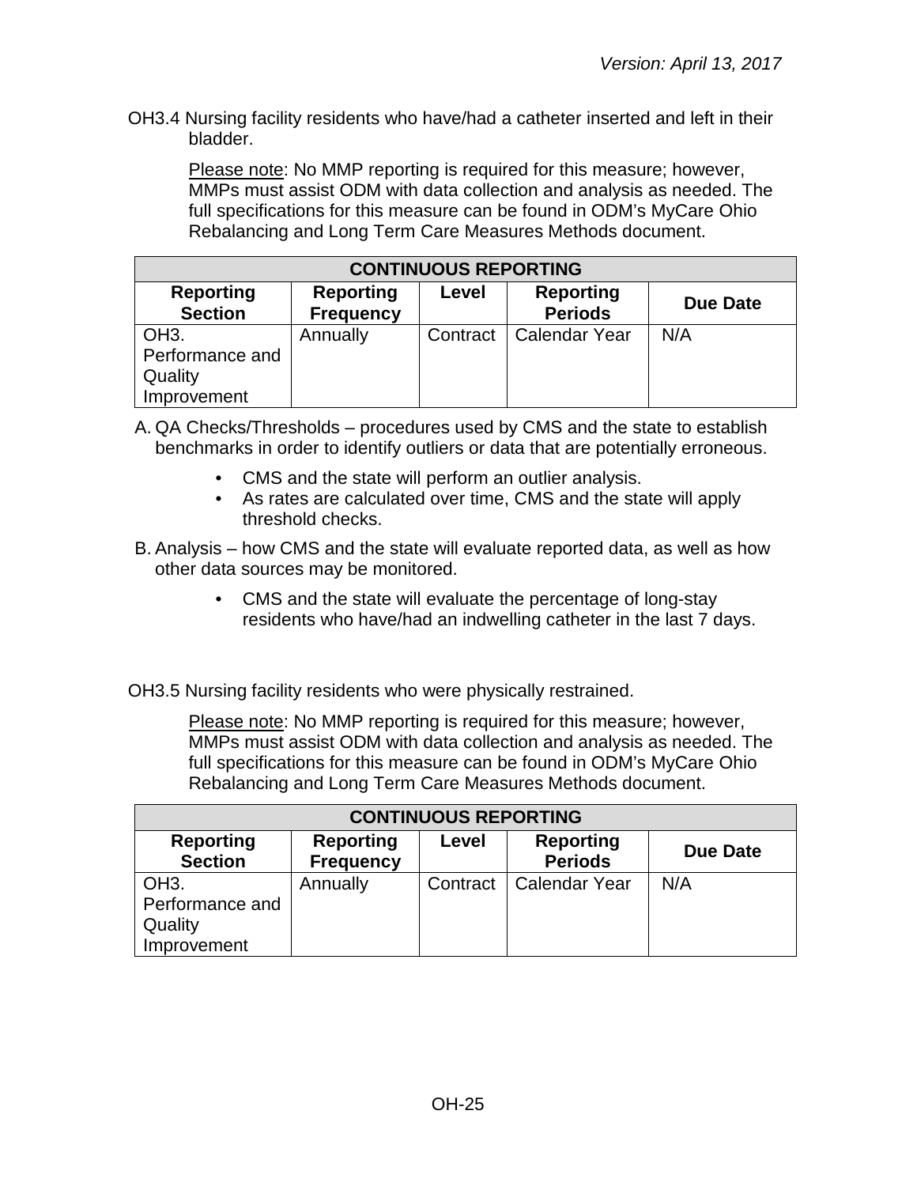OH3.4 Nursing facility residents who have/had a catheter inserted and left in their bladder.

Please note: No MMP reporting is required for this measure; however, MMPs must assist ODM with data collection and analysis as needed. The full specifications for this measure can be found in ODM's MyCare Ohio Rebalancing and Long Term Care Measures Methods document.

| CONTINUOUS REPORTING | | | | |
|---|---|---|---|---|
| **Reporting Section** | **Reporting Frequency** | **Level** | **Reporting Periods** | **Due Date** |
| OH3. Performance and Quality Improvement | Annually | Contract | Calendar Year | N/A |

A. QA Checks/Thresholds – procedures used by CMS and the state to establish benchmarks in order to identify outliers or data that are potentially erroneous.
   - CMS and the state will perform an outlier analysis.
   - As rates are calculated over time, CMS and the state will apply threshold checks.

B. Analysis – how CMS and the state will evaluate reported data, as well as how other data sources may be monitored.
   - CMS and the state will evaluate the percentage of long-stay residents who have/had an indwelling catheter in the last 7 days.

OH3.5 Nursing facility residents who were physically restrained.

Please note: No MMP reporting is required for this measure; however, MMPs must assist ODM with data collection and analysis as needed. The full specifications for this measure can be found in ODM's MyCare Ohio Rebalancing and Long Term Care Measures Methods document.

| CONTINUOUS REPORTING | | | | |
|---|---|---|---|---|
| **Reporting Section** | **Reporting Frequency** | **Level** | **Reporting Periods** | **Due Date** |
| OH3. Performance and Quality Improvement | Annually | Contract | Calendar Year | N/A |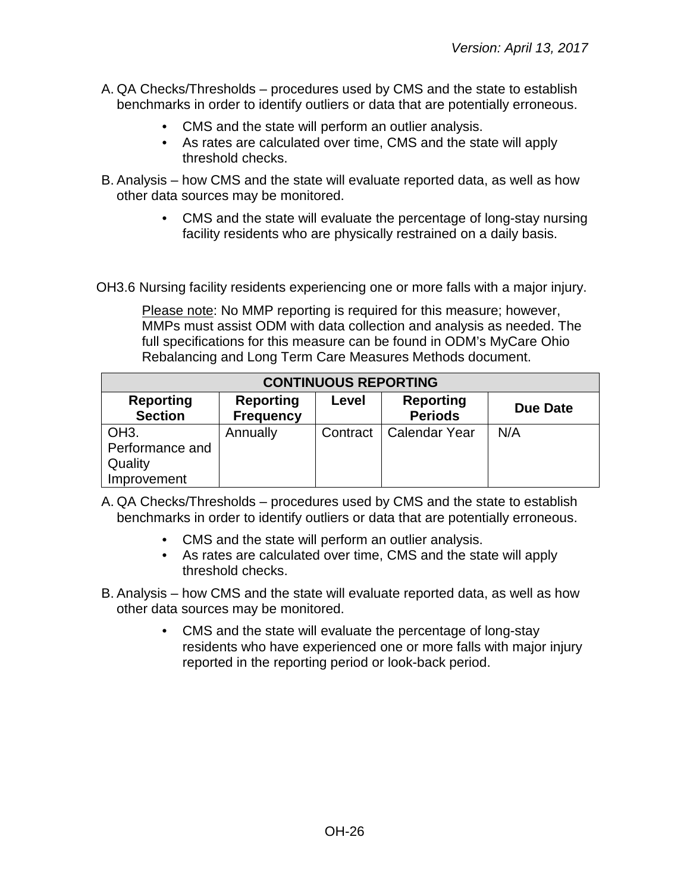A. QA Checks/Thresholds – procedures used by CMS and the state to establish benchmarks in order to identify outliers or data that are potentially erroneous.

   - CMS and the state will perform an outlier analysis.
   - As rates are calculated over time, CMS and the state will apply threshold checks.

B. Analysis – how CMS and the state will evaluate reported data, as well as how other data sources may be monitored.

   - CMS and the state will evaluate the percentage of long-stay nursing facility residents who are physically restrained on a daily basis.

OH3.6 Nursing facility residents experiencing one or more falls with a major injury.

Please note: No MMP reporting is required for this measure; however, MMPs must assist ODM with data collection and analysis as needed. The full specifications for this measure can be found in ODM's MyCare Ohio Rebalancing and Long Term Care Measures Methods document.

| CONTINUOUS REPORTING | | | | |
|---|---|---|---|---|
| **Reporting Section** | **Reporting Frequency** | **Level** | **Reporting Periods** | **Due Date** |
| OH3. Performance and Quality Improvement | Annually | Contract | Calendar Year | N/A |

A. QA Checks/Thresholds – procedures used by CMS and the state to establish benchmarks in order to identify outliers or data that are potentially erroneous.

   - CMS and the state will perform an outlier analysis.
   - As rates are calculated over time, CMS and the state will apply threshold checks.

B. Analysis – how CMS and the state will evaluate reported data, as well as how other data sources may be monitored.

   - CMS and the state will evaluate the percentage of long-stay residents who have experienced one or more falls with major injury reported in the reporting period or look-back period.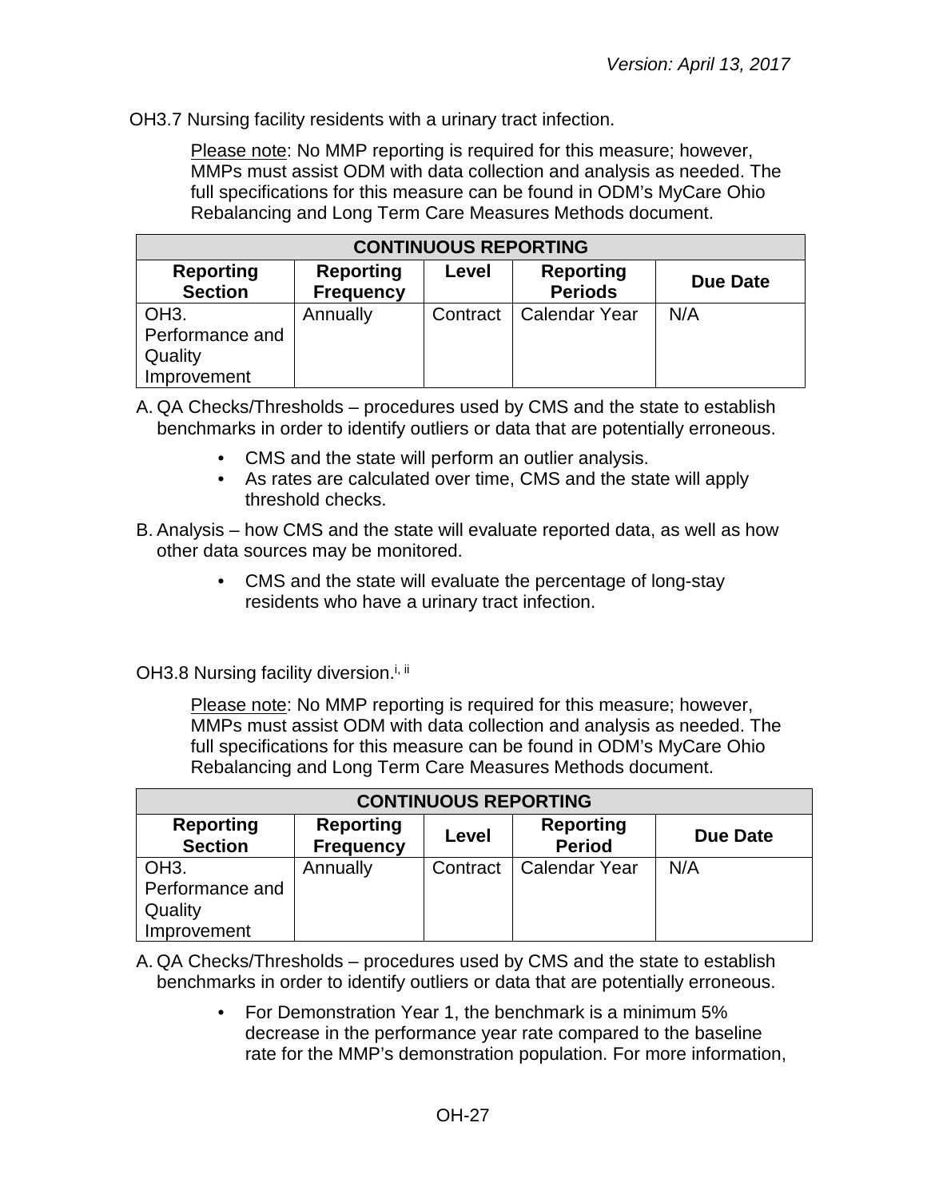OH3.7 Nursing facility residents with a urinary tract infection.

Please note: No MMP reporting is required for this measure; however, MMPs must assist ODM with data collection and analysis as needed. The full specifications for this measure can be found in ODM's MyCare Ohio Rebalancing and Long Term Care Measures Methods document.

| CONTINUOUS REPORTING | | | | |
|---|---|---|---|---|
| **Reporting Section** | **Reporting Frequency** | **Level** | **Reporting Periods** | **Due Date** |
| OH3. Performance and Quality Improvement | Annually | Contract | Calendar Year | N/A |

A. QA Checks/Thresholds – procedures used by CMS and the state to establish benchmarks in order to identify outliers or data that are potentially erroneous.

- CMS and the state will perform an outlier analysis.
- As rates are calculated over time, CMS and the state will apply threshold checks.

B. Analysis – how CMS and the state will evaluate reported data, as well as how other data sources may be monitored.

- CMS and the state will evaluate the percentage of long-stay residents who have a urinary tract infection.

OH3.8 Nursing facility diversion.[i, ii]

Please note: No MMP reporting is required for this measure; however, MMPs must assist ODM with data collection and analysis as needed. The full specifications for this measure can be found in ODM's MyCare Ohio Rebalancing and Long Term Care Measures Methods document.

| CONTINUOUS REPORTING | | | | |
|---|---|---|---|---|
| **Reporting Section** | **Reporting Frequency** | **Level** | **Reporting Period** | **Due Date** |
| OH3. Performance and Quality Improvement | Annually | Contract | Calendar Year | N/A |

A. QA Checks/Thresholds – procedures used by CMS and the state to establish benchmarks in order to identify outliers or data that are potentially erroneous.

- For Demonstration Year 1, the benchmark is a minimum 5% decrease in the performance year rate compared to the baseline rate for the MMP's demonstration population. For more information,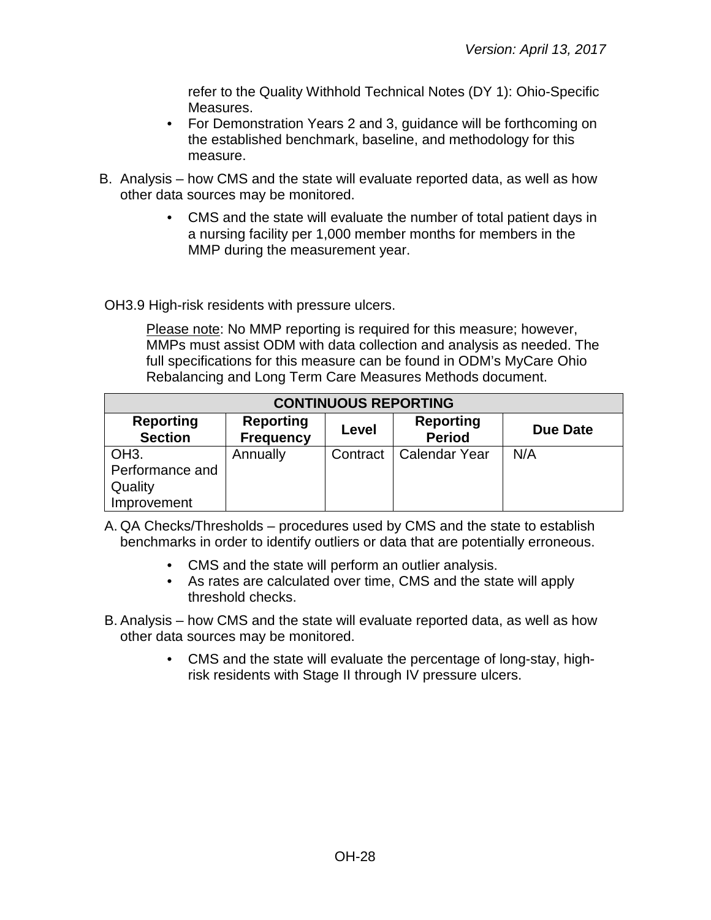refer to the Quality Withhold Technical Notes (DY 1): Ohio-Specific Measures.

- For Demonstration Years 2 and 3, guidance will be forthcoming on the established benchmark, baseline, and methodology for this measure.

B. Analysis – how CMS and the state will evaluate reported data, as well as how other data sources may be monitored.

- CMS and the state will evaluate the number of total patient days in a nursing facility per 1,000 member months for members in the MMP during the measurement year.

OH3.9 High-risk residents with pressure ulcers.

Please note: No MMP reporting is required for this measure; however, MMPs must assist ODM with data collection and analysis as needed. The full specifications for this measure can be found in ODM's MyCare Ohio Rebalancing and Long Term Care Measures Methods document.

| CONTINUOUS REPORTING | | | | |
|---|---|---|---|---|
| **Reporting Section** | **Reporting Frequency** | **Level** | **Reporting Period** | **Due Date** |
| OH3. Performance and Quality Improvement | Annually | Contract | Calendar Year | N/A |

A. QA Checks/Thresholds – procedures used by CMS and the state to establish benchmarks in order to identify outliers or data that are potentially erroneous.

- CMS and the state will perform an outlier analysis.
- As rates are calculated over time, CMS and the state will apply threshold checks.

B. Analysis – how CMS and the state will evaluate reported data, as well as how other data sources may be monitored.

- CMS and the state will evaluate the percentage of long-stay, high-risk residents with Stage II through IV pressure ulcers.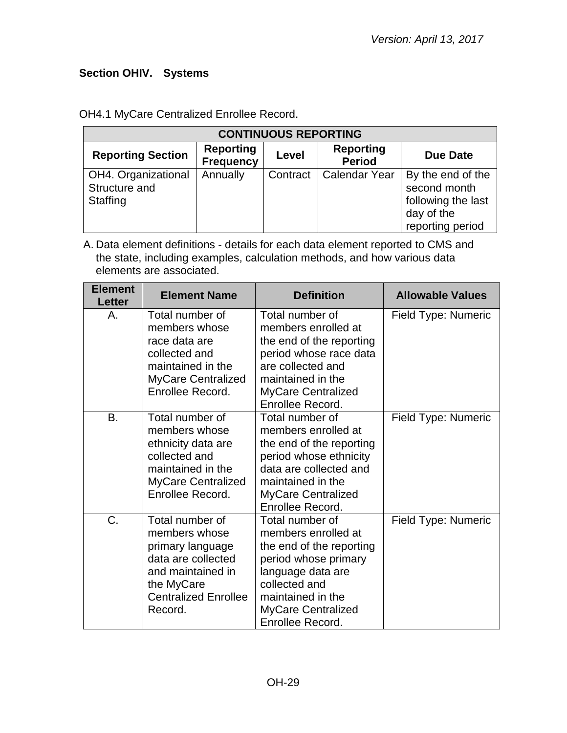## Section OHIV. Systems

OH4.1 MyCare Centralized Enrollee Record.

| CONTINUOUS REPORTING | | | | |
|---|---|---|---|---|
| **Reporting Section** | **Reporting Frequency** | **Level** | **Reporting Period** | **Due Date** |
| OH4. Organizational Structure and Staffing | Annually | Contract | Calendar Year | By the end of the second month following the last day of the reporting period |

A. Data element definitions - details for each data element reported to CMS and the state, including examples, calculation methods, and how various data elements are associated.

| Element Letter | Element Name | Definition | Allowable Values |
|---|---|---|---|
| A. | Total number of members whose race data are collected and maintained in the MyCare Centralized Enrollee Record. | Total number of members enrolled at the end of the reporting period whose race data are collected and maintained in the MyCare Centralized Enrollee Record. | Field Type: Numeric |
| B. | Total number of members whose ethnicity data are collected and maintained in the MyCare Centralized Enrollee Record. | Total number of members enrolled at the end of the reporting period whose ethnicity data are collected and maintained in the MyCare Centralized Enrollee Record. | Field Type: Numeric |
| C. | Total number of members whose primary language data are collected and maintained in the MyCare Centralized Enrollee Record. | Total number of members enrolled at the end of the reporting period whose primary language data are collected and maintained in the MyCare Centralized Enrollee Record. | Field Type: Numeric |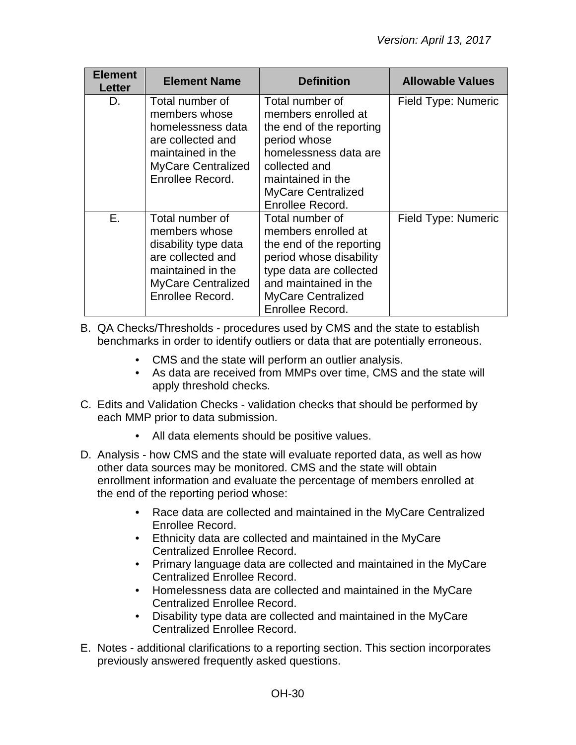| Element Letter | Element Name | Definition | Allowable Values |
|---|---|---|---|
| D. | Total number of members whose homelessness data are collected and maintained in the MyCare Centralized Enrollee Record. | Total number of members enrolled at the end of the reporting period whose homelessness data are collected and maintained in the MyCare Centralized Enrollee Record. | Field Type: Numeric |
| E. | Total number of members whose disability type data are collected and maintained in the MyCare Centralized Enrollee Record. | Total number of members enrolled at the end of the reporting period whose disability type data are collected and maintained in the MyCare Centralized Enrollee Record. | Field Type: Numeric |

B. QA Checks/Thresholds - procedures used by CMS and the state to establish benchmarks in order to identify outliers or data that are potentially erroneous.

- CMS and the state will perform an outlier analysis.
- As data are received from MMPs over time, CMS and the state will apply threshold checks.

C. Edits and Validation Checks - validation checks that should be performed by each MMP prior to data submission.

- All data elements should be positive values.

D. Analysis - how CMS and the state will evaluate reported data, as well as how other data sources may be monitored. CMS and the state will obtain enrollment information and evaluate the percentage of members enrolled at the end of the reporting period whose:

- Race data are collected and maintained in the MyCare Centralized Enrollee Record.
- Ethnicity data are collected and maintained in the MyCare Centralized Enrollee Record.
- Primary language data are collected and maintained in the MyCare Centralized Enrollee Record.
- Homelessness data are collected and maintained in the MyCare Centralized Enrollee Record.
- Disability type data are collected and maintained in the MyCare Centralized Enrollee Record.

E. Notes - additional clarifications to a reporting section. This section incorporates previously answered frequently asked questions.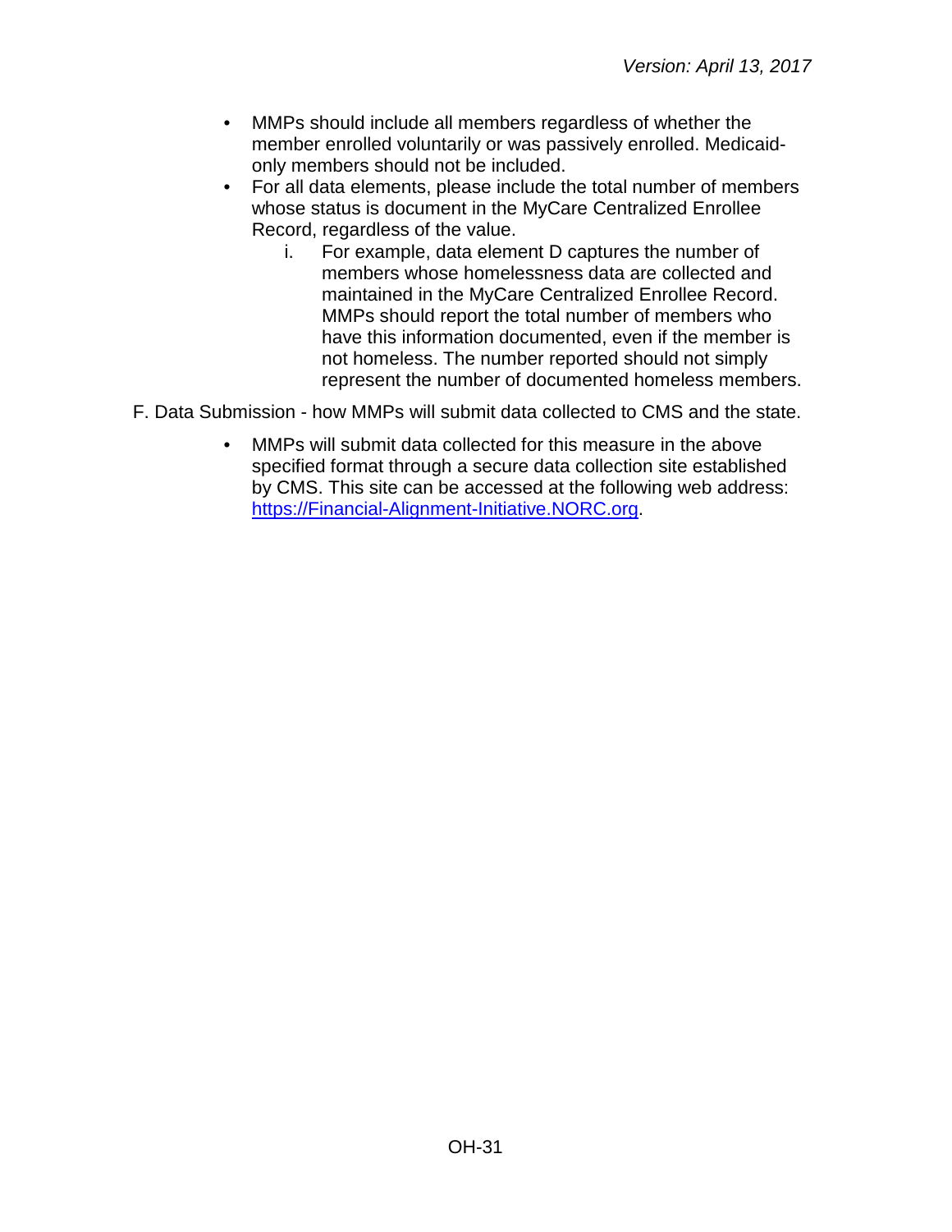- MMPs should include all members regardless of whether the member enrolled voluntarily or was passively enrolled. Medicaid-only members should not be included.
- For all data elements, please include the total number of members whose status is document in the MyCare Centralized Enrollee Record, regardless of the value.
    i. For example, data element D captures the number of members whose homelessness data are collected and maintained in the MyCare Centralized Enrollee Record. MMPs should report the total number of members who have this information documented, even if the member is not homeless. The number reported should not simply represent the number of documented homeless members.

F. Data Submission - how MMPs will submit data collected to CMS and the state.

- MMPs will submit data collected for this measure in the above specified format through a secure data collection site established by CMS. This site can be accessed at the following web address: [https://Financial-Alignment-Initiative.NORC.org](https://Financial-Alignment-Initiative.NORC.org).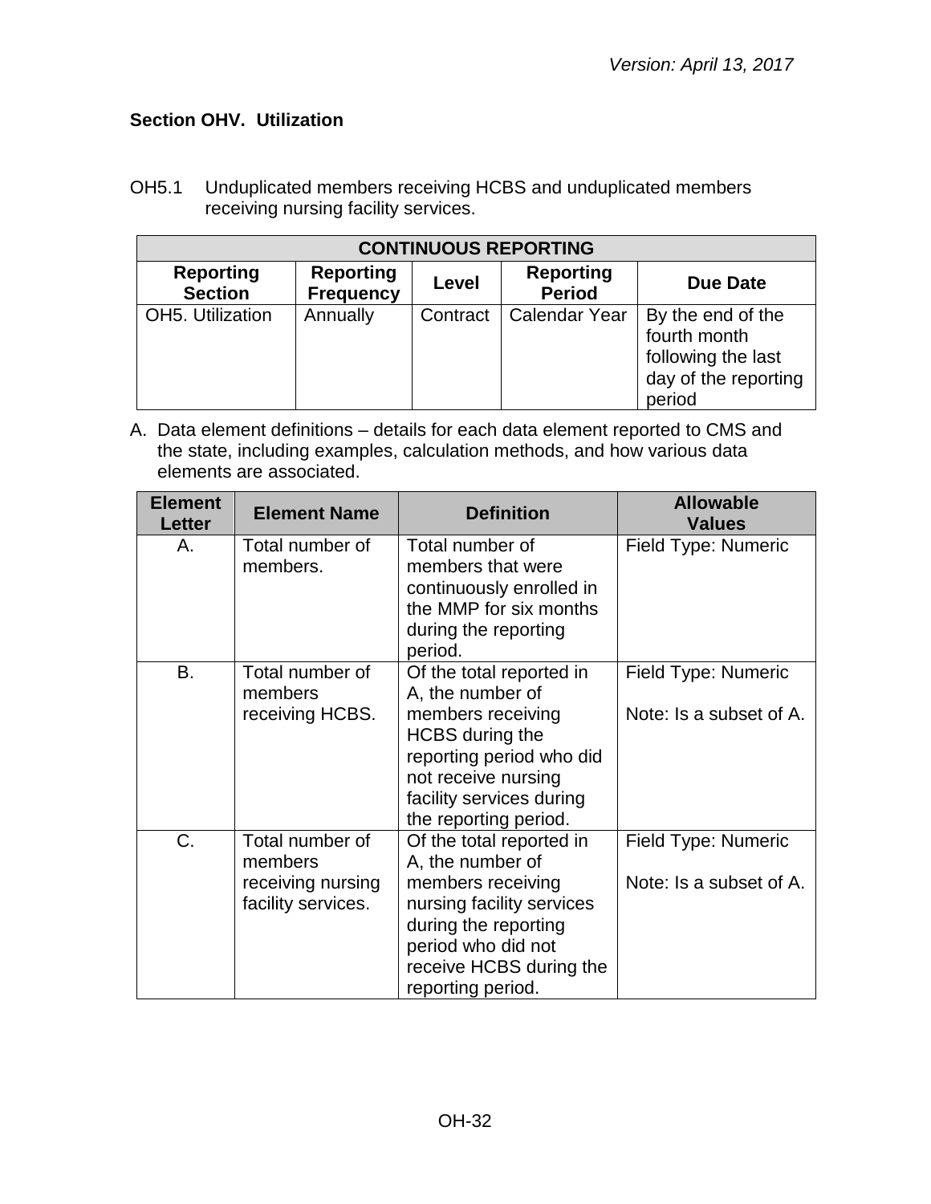*Version: April 13, 2017*

### Section OHV. Utilization

OH5.1 Unduplicated members receiving HCBS and unduplicated members receiving nursing facility services.

| CONTINUOUS REPORTING | | | | |
|---|---|---|---|---|
| **Reporting Section** | **Reporting Frequency** | **Level** | **Reporting Period** | **Due Date** |
| OH5. Utilization | Annually | Contract | Calendar Year | By the end of the fourth month following the last day of the reporting period |

A. Data element definitions – details for each data element reported to CMS and the state, including examples, calculation methods, and how various data elements are associated.

| Element Letter | Element Name | Definition | Allowable Values |
|---|---|---|---|
| A. | Total number of members. | Total number of members that were continuously enrolled in the MMP for six months during the reporting period. | Field Type: Numeric |
| B. | Total number of members receiving HCBS. | Of the total reported in A, the number of members receiving HCBS during the reporting period who did not receive nursing facility services during the reporting period. | Field Type: Numeric<br><br>Note: Is a subset of A. |
| C. | Total number of members receiving nursing facility services. | Of the total reported in A, the number of members receiving nursing facility services during the reporting period who did not receive HCBS during the reporting period. | Field Type: Numeric<br><br>Note: Is a subset of A. |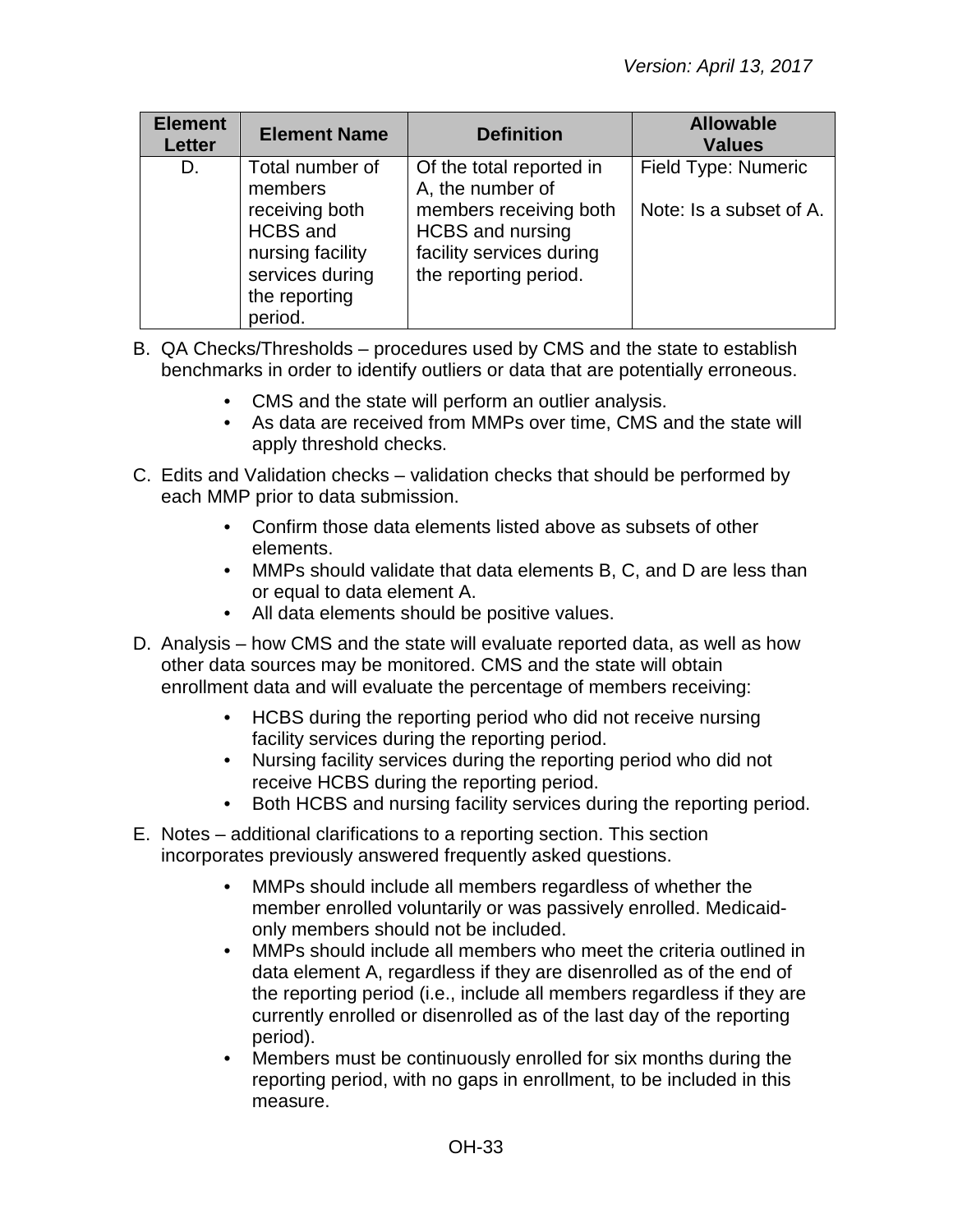| Element Letter | Element Name | Definition | Allowable Values |
|---|---|---|---|
| D. | Total number of members receiving both HCBS and nursing facility services during the reporting period. | Of the total reported in A, the number of members receiving both HCBS and nursing facility services during the reporting period. | Field Type: Numeric<br><br>Note: Is a subset of A. |

B. QA Checks/Thresholds – procedures used by CMS and the state to establish benchmarks in order to identify outliers or data that are potentially erroneous.

- CMS and the state will perform an outlier analysis.
- As data are received from MMPs over time, CMS and the state will apply threshold checks.

C. Edits and Validation checks – validation checks that should be performed by each MMP prior to data submission.

- Confirm those data elements listed above as subsets of other elements.
- MMPs should validate that data elements B, C, and D are less than or equal to data element A.
- All data elements should be positive values.

D. Analysis – how CMS and the state will evaluate reported data, as well as how other data sources may be monitored. CMS and the state will obtain enrollment data and will evaluate the percentage of members receiving:

- HCBS during the reporting period who did not receive nursing facility services during the reporting period.
- Nursing facility services during the reporting period who did not receive HCBS during the reporting period.
- Both HCBS and nursing facility services during the reporting period.

E. Notes – additional clarifications to a reporting section. This section incorporates previously answered frequently asked questions.

- MMPs should include all members regardless of whether the member enrolled voluntarily or was passively enrolled. Medicaid-only members should not be included.
- MMPs should include all members who meet the criteria outlined in data element A, regardless if they are disenrolled as of the end of the reporting period (i.e., include all members regardless if they are currently enrolled or disenrolled as of the last day of the reporting period).
- Members must be continuously enrolled for six months during the reporting period, with no gaps in enrollment, to be included in this measure.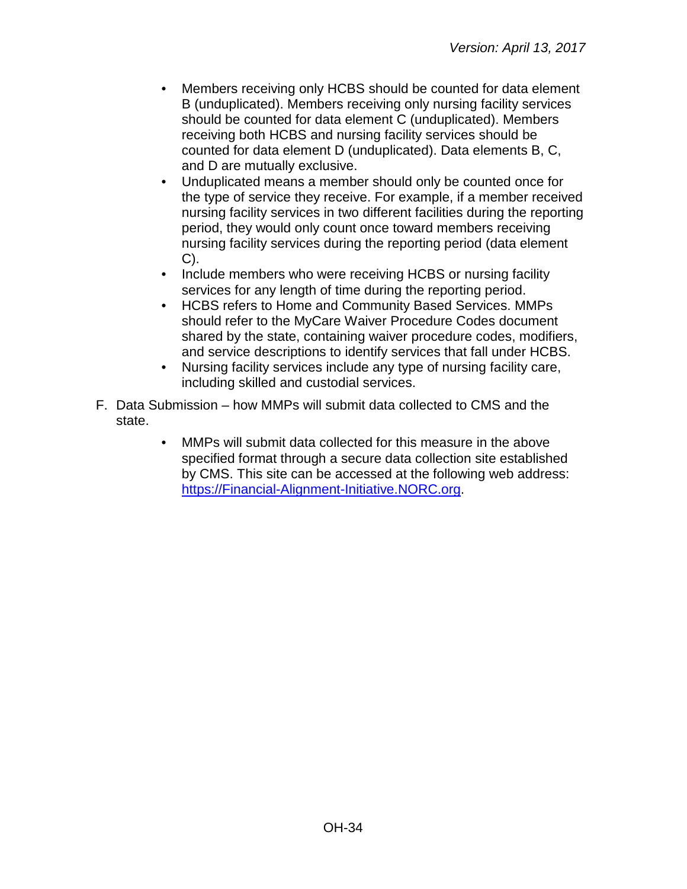- Members receiving only HCBS should be counted for data element B (unduplicated). Members receiving only nursing facility services should be counted for data element C (unduplicated). Members receiving both HCBS and nursing facility services should be counted for data element D (unduplicated). Data elements B, C, and D are mutually exclusive.
- Unduplicated means a member should only be counted once for the type of service they receive. For example, if a member received nursing facility services in two different facilities during the reporting period, they would only count once toward members receiving nursing facility services during the reporting period (data element C).
- Include members who were receiving HCBS or nursing facility services for any length of time during the reporting period.
- HCBS refers to Home and Community Based Services. MMPs should refer to the MyCare Waiver Procedure Codes document shared by the state, containing waiver procedure codes, modifiers, and service descriptions to identify services that fall under HCBS.
- Nursing facility services include any type of nursing facility care, including skilled and custodial services.

F. Data Submission – how MMPs will submit data collected to CMS and the state.

- MMPs will submit data collected for this measure in the above specified format through a secure data collection site established by CMS. This site can be accessed at the following web address: [https://Financial-Alignment-Initiative.NORC.org](https://Financial-Alignment-Initiative.NORC.org).